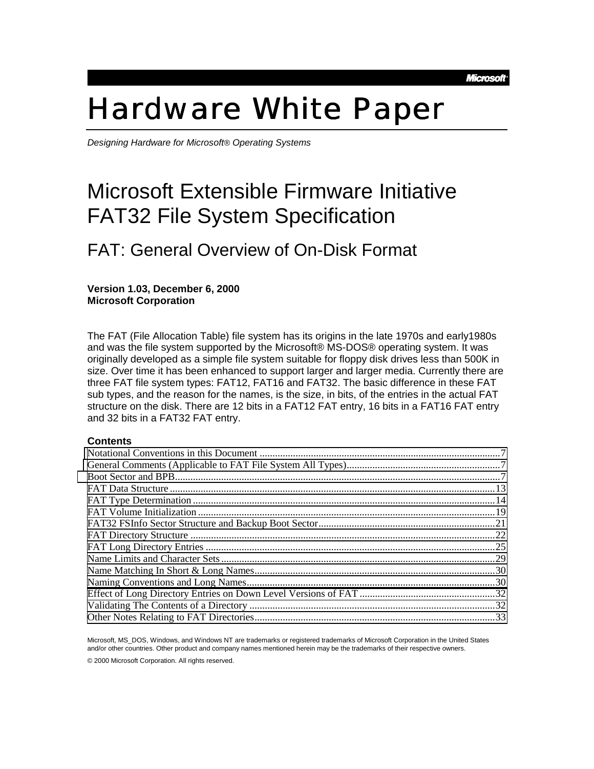Microsoft

# Hardware White Paper

*Designing Hardware for Microsoft® Operating Systems*

# Microsoft Extensible Firmware Initiative FAT32 File System Specification

## FAT: General Overview of On-Disk Format

**Version 1.03, December 6, 2000**
**Microsoft Corporation**

The FAT (File Allocation Table) file system has its origins in the late 1970s and early1980s and was the file system supported by the Microsoft® MS-DOS® operating system. It was originally developed as a simple file system suitable for floppy disk drives less than 500K in size. Over time it has been enhanced to support larger and larger media. Currently there are three FAT file system types: FAT12, FAT16 and FAT32. The basic difference in these FAT sub types, and the reason for the names, is the size, in bits, of the entries in the actual FAT structure on the disk. There are 12 bits in a FAT12 FAT entry, 16 bits in a FAT16 FAT entry and 32 bits in a FAT32 FAT entry.

**Contents**

| | |
|---|---|
| Notational Conventions in this Document | 7 |
| General Comments (Applicable to FAT File System All Types) | 7 |
| Boot Sector and BPB | 7 |
| FAT Data Structure | 13 |
| FAT Type Determination | 14 |
| FAT Volume Initialization | 19 |
| FAT32 FSInfo Sector Structure and Backup Boot Sector | 21 |
| FAT Directory Structure | 22 |
| FAT Long Directory Entries | 25 |
| Name Limits and Character Sets | 29 |
| Name Matching In Short & Long Names | 30 |
| Naming Conventions and Long Names | 30 |
| Effect of Long Directory Entries on Down Level Versions of FAT | 32 |
| Validating The Contents of a Directory | 32 |
| Other Notes Relating to FAT Directories | 33 |

Microsoft, MS_DOS, Windows, and Windows NT are trademarks or registered trademarks of Microsoft Corporation in the United States and/or other countries. Other product and company names mentioned herein may be the trademarks of their respective owners.

© 2000 Microsoft Corporation. All rights reserved.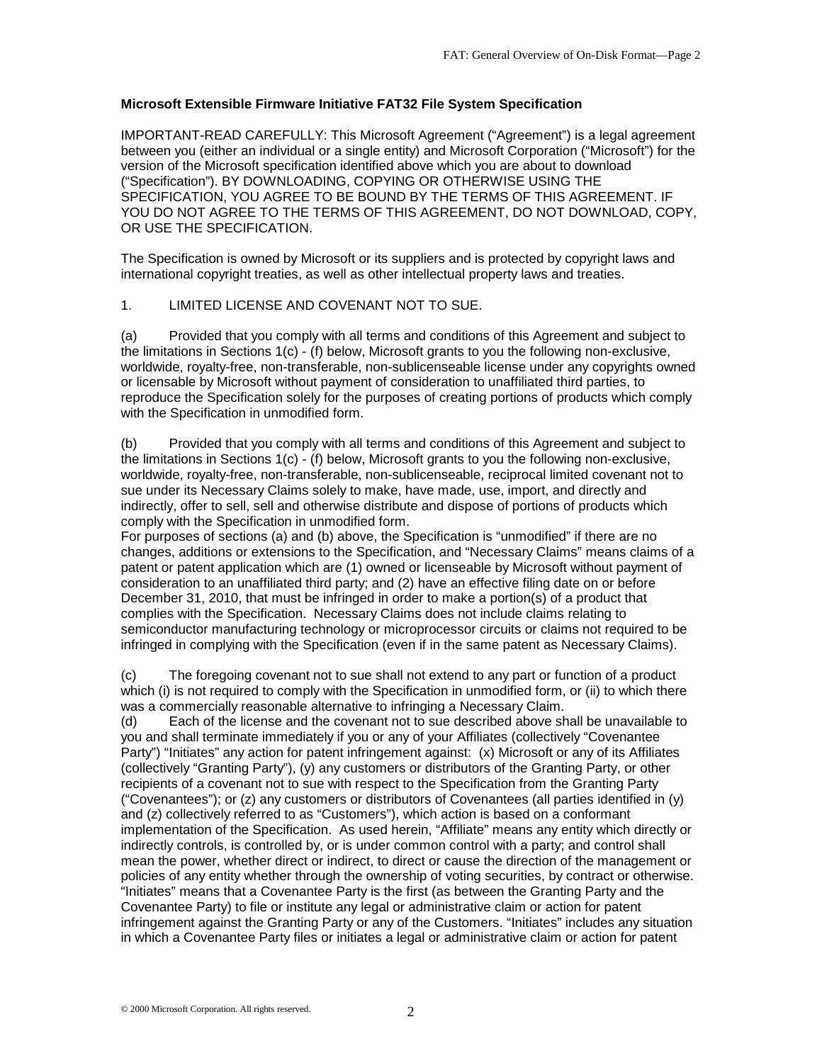**Microsoft Extensible Firmware Initiative FAT32 File System Specification**

IMPORTANT-READ CAREFULLY: This Microsoft Agreement ("Agreement") is a legal agreement between you (either an individual or a single entity) and Microsoft Corporation ("Microsoft") for the version of the Microsoft specification identified above which you are about to download ("Specification"). BY DOWNLOADING, COPYING OR OTHERWISE USING THE SPECIFICATION, YOU AGREE TO BE BOUND BY THE TERMS OF THIS AGREEMENT. IF YOU DO NOT AGREE TO THE TERMS OF THIS AGREEMENT, DO NOT DOWNLOAD, COPY, OR USE THE SPECIFICATION.

The Specification is owned by Microsoft or its suppliers and is protected by copyright laws and international copyright treaties, as well as other intellectual property laws and treaties.

1. LIMITED LICENSE AND COVENANT NOT TO SUE.

(a) Provided that you comply with all terms and conditions of this Agreement and subject to the limitations in Sections 1(c) - (f) below, Microsoft grants to you the following non-exclusive, worldwide, royalty-free, non-transferable, non-sublicenseable license under any copyrights owned or licensable by Microsoft without payment of consideration to unaffiliated third parties, to reproduce the Specification solely for the purposes of creating portions of products which comply with the Specification in unmodified form.

(b) Provided that you comply with all terms and conditions of this Agreement and subject to the limitations in Sections 1(c) - (f) below, Microsoft grants to you the following non-exclusive, worldwide, royalty-free, non-transferable, non-sublicenseable, reciprocal limited covenant not to sue under its Necessary Claims solely to make, have made, use, import, and directly and indirectly, offer to sell, sell and otherwise distribute and dispose of portions of products which comply with the Specification in unmodified form.
For purposes of sections (a) and (b) above, the Specification is "unmodified" if there are no changes, additions or extensions to the Specification, and "Necessary Claims" means claims of a patent or patent application which are (1) owned or licenseable by Microsoft without payment of consideration to an unaffiliated third party; and (2) have an effective filing date on or before December 31, 2010, that must be infringed in order to make a portion(s) of a product that complies with the Specification. Necessary Claims does not include claims relating to semiconductor manufacturing technology or microprocessor circuits or claims not required to be infringed in complying with the Specification (even if in the same patent as Necessary Claims).

(c) The foregoing covenant not to sue shall not extend to any part or function of a product which (i) is not required to comply with the Specification in unmodified form, or (ii) to which there was a commercially reasonable alternative to infringing a Necessary Claim.
(d) Each of the license and the covenant not to sue described above shall be unavailable to you and shall terminate immediately if you or any of your Affiliates (collectively "Covenantee Party") "Initiates" any action for patent infringement against: (x) Microsoft or any of its Affiliates (collectively "Granting Party"), (y) any customers or distributors of the Granting Party, or other recipients of a covenant not to sue with respect to the Specification from the Granting Party ("Covenantees"); or (z) any customers or distributors of Covenantees (all parties identified in (y) and (z) collectively referred to as "Customers"), which action is based on a conformant implementation of the Specification. As used herein, "Affiliate" means any entity which directly or indirectly controls, is controlled by, or is under common control with a party; and control shall mean the power, whether direct or indirect, to direct or cause the direction of the management or policies of any entity whether through the ownership of voting securities, by contract or otherwise. "Initiates" means that a Covenantee Party is the first (as between the Granting Party and the Covenantee Party) to file or institute any legal or administrative claim or action for patent infringement against the Granting Party or any of the Customers. "Initiates" includes any situation in which a Covenantee Party files or initiates a legal or administrative claim or action for patent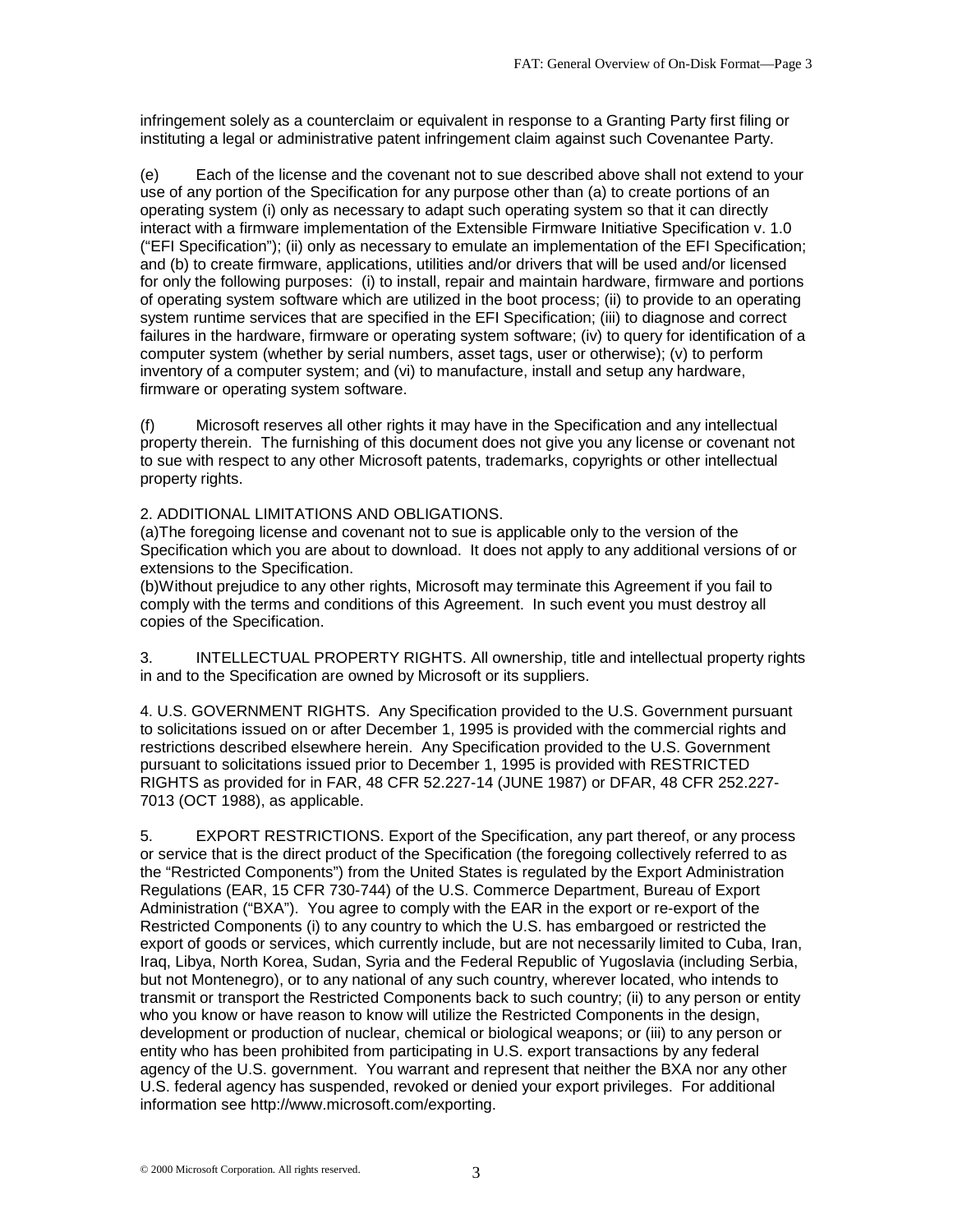infringement solely as a counterclaim or equivalent in response to a Granting Party first filing or instituting a legal or administrative patent infringement claim against such Covenantee Party.

(e) Each of the license and the covenant not to sue described above shall not extend to your use of any portion of the Specification for any purpose other than (a) to create portions of an operating system (i) only as necessary to adapt such operating system so that it can directly interact with a firmware implementation of the Extensible Firmware Initiative Specification v. 1.0 ("EFI Specification"); (ii) only as necessary to emulate an implementation of the EFI Specification; and (b) to create firmware, applications, utilities and/or drivers that will be used and/or licensed for only the following purposes: (i) to install, repair and maintain hardware, firmware and portions of operating system software which are utilized in the boot process; (ii) to provide to an operating system runtime services that are specified in the EFI Specification; (iii) to diagnose and correct failures in the hardware, firmware or operating system software; (iv) to query for identification of a computer system (whether by serial numbers, asset tags, user or otherwise); (v) to perform inventory of a computer system; and (vi) to manufacture, install and setup any hardware, firmware or operating system software.

(f) Microsoft reserves all other rights it may have in the Specification and any intellectual property therein. The furnishing of this document does not give you any license or covenant not to sue with respect to any other Microsoft patents, trademarks, copyrights or other intellectual property rights.

2. ADDITIONAL LIMITATIONS AND OBLIGATIONS.
(a)The foregoing license and covenant not to sue is applicable only to the version of the Specification which you are about to download. It does not apply to any additional versions of or extensions to the Specification.
(b)Without prejudice to any other rights, Microsoft may terminate this Agreement if you fail to comply with the terms and conditions of this Agreement. In such event you must destroy all copies of the Specification.

3. INTELLECTUAL PROPERTY RIGHTS. All ownership, title and intellectual property rights in and to the Specification are owned by Microsoft or its suppliers.

4. U.S. GOVERNMENT RIGHTS. Any Specification provided to the U.S. Government pursuant to solicitations issued on or after December 1, 1995 is provided with the commercial rights and restrictions described elsewhere herein. Any Specification provided to the U.S. Government pursuant to solicitations issued prior to December 1, 1995 is provided with RESTRICTED RIGHTS as provided for in FAR, 48 CFR 52.227-14 (JUNE 1987) or DFAR, 48 CFR 252.227-7013 (OCT 1988), as applicable.

5. EXPORT RESTRICTIONS. Export of the Specification, any part thereof, or any process or service that is the direct product of the Specification (the foregoing collectively referred to as the "Restricted Components") from the United States is regulated by the Export Administration Regulations (EAR, 15 CFR 730-744) of the U.S. Commerce Department, Bureau of Export Administration ("BXA"). You agree to comply with the EAR in the export or re-export of the Restricted Components (i) to any country to which the U.S. has embargoed or restricted the export of goods or services, which currently include, but are not necessarily limited to Cuba, Iran, Iraq, Libya, North Korea, Sudan, Syria and the Federal Republic of Yugoslavia (including Serbia, but not Montenegro), or to any national of any such country, wherever located, who intends to transmit or transport the Restricted Components back to such country; (ii) to any person or entity who you know or have reason to know will utilize the Restricted Components in the design, development or production of nuclear, chemical or biological weapons; or (iii) to any person or entity who has been prohibited from participating in U.S. export transactions by any federal agency of the U.S. government. You warrant and represent that neither the BXA nor any other U.S. federal agency has suspended, revoked or denied your export privileges. For additional information see http://www.microsoft.com/exporting.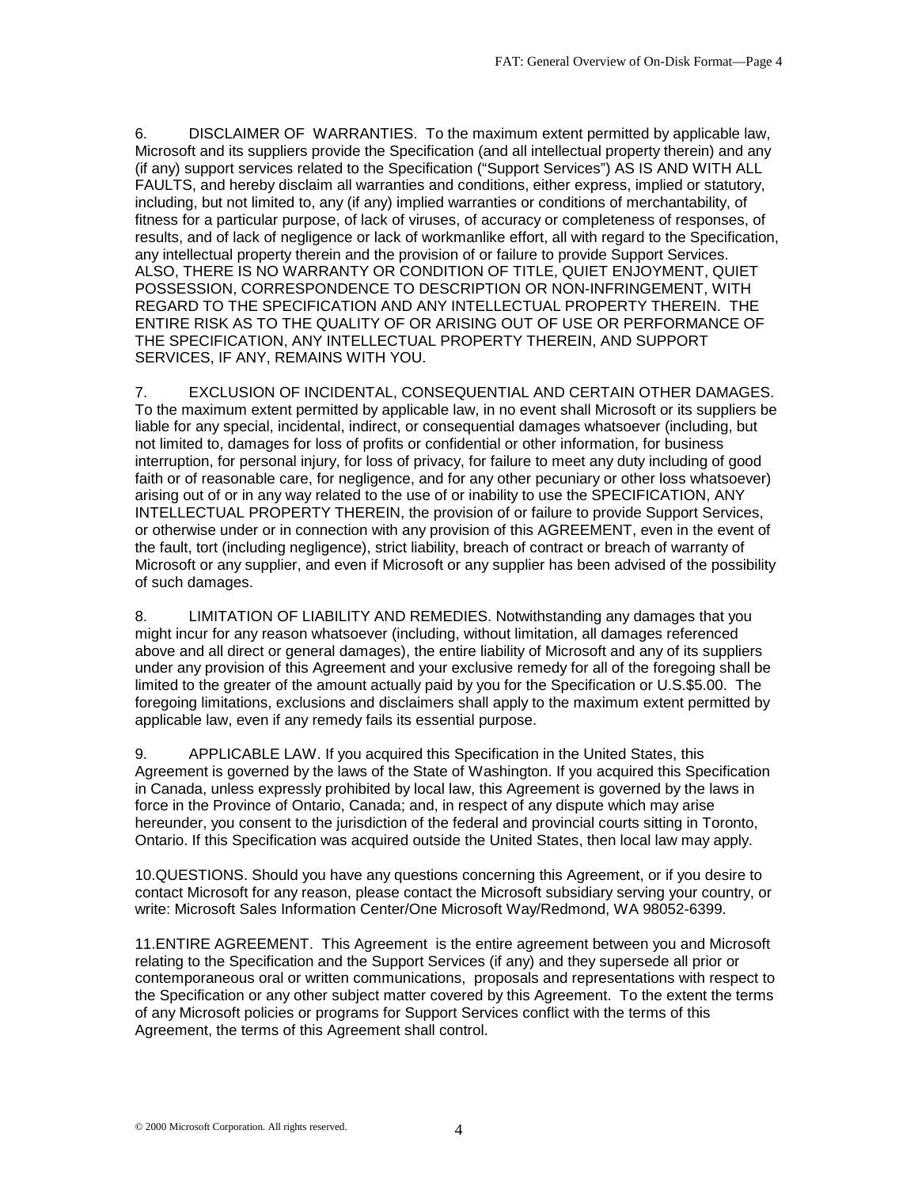6. DISCLAIMER OF WARRANTIES. To the maximum extent permitted by applicable law, Microsoft and its suppliers provide the Specification (and all intellectual property therein) and any (if any) support services related to the Specification ("Support Services") AS IS AND WITH ALL FAULTS, and hereby disclaim all warranties and conditions, either express, implied or statutory, including, but not limited to, any (if any) implied warranties or conditions of merchantability, of fitness for a particular purpose, of lack of viruses, of accuracy or completeness of responses, of results, and of lack of negligence or lack of workmanlike effort, all with regard to the Specification, any intellectual property therein and the provision of or failure to provide Support Services. ALSO, THERE IS NO WARRANTY OR CONDITION OF TITLE, QUIET ENJOYMENT, QUIET POSSESSION, CORRESPONDENCE TO DESCRIPTION OR NON-INFRINGEMENT, WITH REGARD TO THE SPECIFICATION AND ANY INTELLECTUAL PROPERTY THEREIN. THE ENTIRE RISK AS TO THE QUALITY OF OR ARISING OUT OF USE OR PERFORMANCE OF THE SPECIFICATION, ANY INTELLECTUAL PROPERTY THEREIN, AND SUPPORT SERVICES, IF ANY, REMAINS WITH YOU.

7. EXCLUSION OF INCIDENTAL, CONSEQUENTIAL AND CERTAIN OTHER DAMAGES. To the maximum extent permitted by applicable law, in no event shall Microsoft or its suppliers be liable for any special, incidental, indirect, or consequential damages whatsoever (including, but not limited to, damages for loss of profits or confidential or other information, for business interruption, for personal injury, for loss of privacy, for failure to meet any duty including of good faith or of reasonable care, for negligence, and for any other pecuniary or other loss whatsoever) arising out of or in any way related to the use of or inability to use the SPECIFICATION, ANY INTELLECTUAL PROPERTY THEREIN, the provision of or failure to provide Support Services, or otherwise under or in connection with any provision of this AGREEMENT, even in the event of the fault, tort (including negligence), strict liability, breach of contract or breach of warranty of Microsoft or any supplier, and even if Microsoft or any supplier has been advised of the possibility of such damages.

8. LIMITATION OF LIABILITY AND REMEDIES. Notwithstanding any damages that you might incur for any reason whatsoever (including, without limitation, all damages referenced above and all direct or general damages), the entire liability of Microsoft and any of its suppliers under any provision of this Agreement and your exclusive remedy for all of the foregoing shall be limited to the greater of the amount actually paid by you for the Specification or U.S.$5.00. The foregoing limitations, exclusions and disclaimers shall apply to the maximum extent permitted by applicable law, even if any remedy fails its essential purpose.

9. APPLICABLE LAW. If you acquired this Specification in the United States, this Agreement is governed by the laws of the State of Washington. If you acquired this Specification in Canada, unless expressly prohibited by local law, this Agreement is governed by the laws in force in the Province of Ontario, Canada; and, in respect of any dispute which may arise hereunder, you consent to the jurisdiction of the federal and provincial courts sitting in Toronto, Ontario. If this Specification was acquired outside the United States, then local law may apply.

10.QUESTIONS. Should you have any questions concerning this Agreement, or if you desire to contact Microsoft for any reason, please contact the Microsoft subsidiary serving your country, or write: Microsoft Sales Information Center/One Microsoft Way/Redmond, WA 98052-6399.

11.ENTIRE AGREEMENT. This Agreement is the entire agreement between you and Microsoft relating to the Specification and the Support Services (if any) and they supersede all prior or contemporaneous oral or written communications, proposals and representations with respect to the Specification or any other subject matter covered by this Agreement. To the extent the terms of any Microsoft policies or programs for Support Services conflict with the terms of this Agreement, the terms of this Agreement shall control.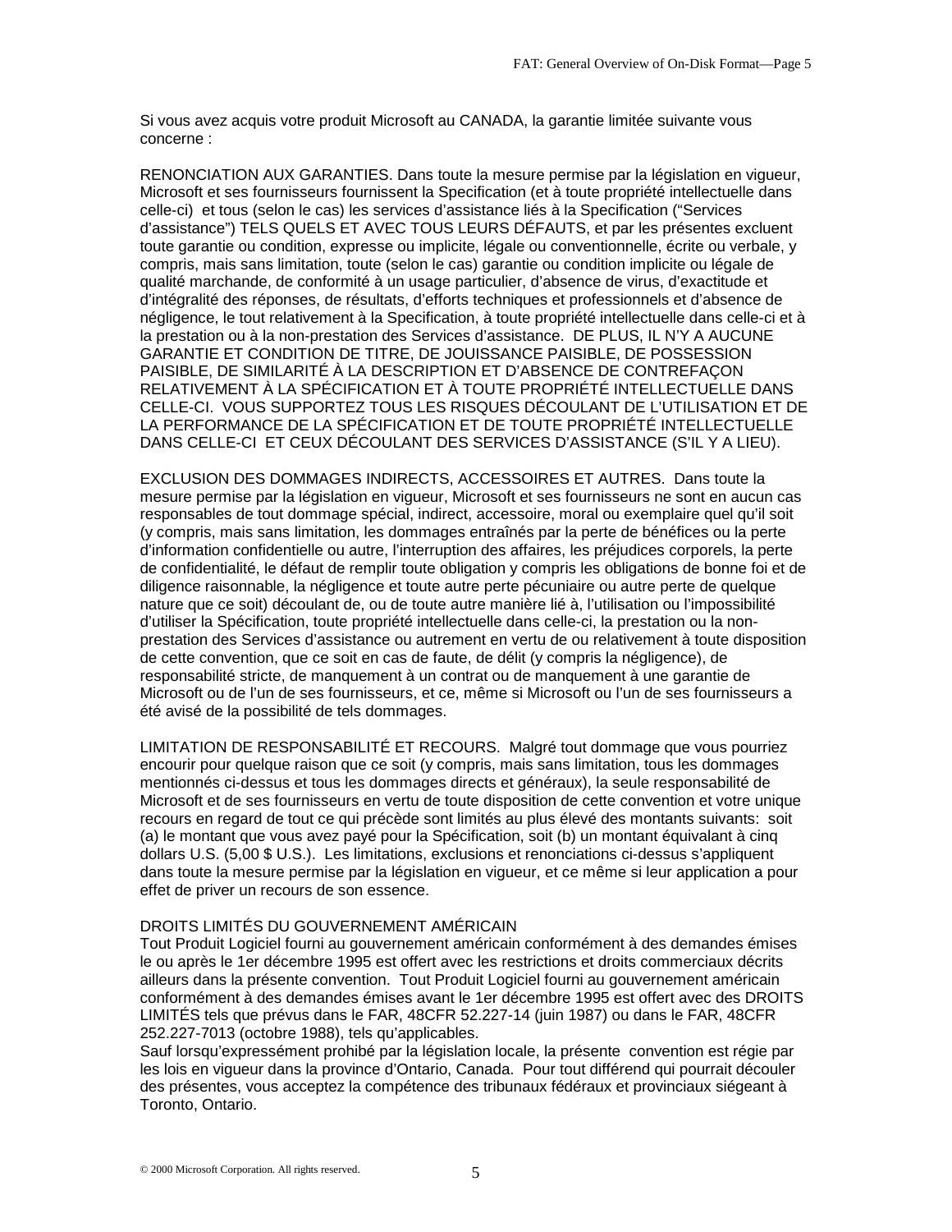Si vous avez acquis votre produit Microsoft au CANADA, la garantie limitée suivante vous concerne :

RENONCIATION AUX GARANTIES. Dans toute la mesure permise par la législation en vigueur, Microsoft et ses fournisseurs fournissent la Specification (et à toute propriété intellectuelle dans celle-ci) et tous (selon le cas) les services d'assistance liés à la Specification ("Services d'assistance") TELS QUELS ET AVEC TOUS LEURS DÉFAUTS, et par les présentes excluent toute garantie ou condition, expresse ou implicite, légale ou conventionnelle, écrite ou verbale, y compris, mais sans limitation, toute (selon le cas) garantie ou condition implicite ou légale de qualité marchande, de conformité à un usage particulier, d'absence de virus, d'exactitude et d'intégralité des réponses, de résultats, d'efforts techniques et professionnels et d'absence de négligence, le tout relativement à la Specification, à toute propriété intellectuelle dans celle-ci et à la prestation ou à la non-prestation des Services d'assistance. DE PLUS, IL N'Y A AUCUNE GARANTIE ET CONDITION DE TITRE, DE JOUISSANCE PAISIBLE, DE POSSESSION PAISIBLE, DE SIMILARITÉ À LA DESCRIPTION ET D'ABSENCE DE CONTREFAÇON RELATIVEMENT À LA SPÉCIFICATION ET À TOUTE PROPRIÉTÉ INTELLECTUELLE DANS CELLE-CI. VOUS SUPPORTEZ TOUS LES RISQUES DÉCOULANT DE L'UTILISATION ET DE LA PERFORMANCE DE LA SPÉCIFICATION ET DE TOUTE PROPRIÉTÉ INTELLECTUELLE DANS CELLE-CI ET CEUX DÉCOULANT DES SERVICES D'ASSISTANCE (S'IL Y A LIEU).

EXCLUSION DES DOMMAGES INDIRECTS, ACCESSOIRES ET AUTRES. Dans toute la mesure permise par la législation en vigueur, Microsoft et ses fournisseurs ne sont en aucun cas responsables de tout dommage spécial, indirect, accessoire, moral ou exemplaire quel qu'il soit (y compris, mais sans limitation, les dommages entraînés par la perte de bénéfices ou la perte d'information confidentielle ou autre, l'interruption des affaires, les préjudices corporels, la perte de confidentialité, le défaut de remplir toute obligation y compris les obligations de bonne foi et de diligence raisonnable, la négligence et toute autre perte pécuniaire ou autre perte de quelque nature que ce soit) découlant de, ou de toute autre manière lié à, l'utilisation ou l'impossibilité d'utiliser la Spécification, toute propriété intellectuelle dans celle-ci, la prestation ou la non-prestation des Services d'assistance ou autrement en vertu de ou relativement à toute disposition de cette convention, que ce soit en cas de faute, de délit (y compris la négligence), de responsabilité stricte, de manquement à un contrat ou de manquement à une garantie de Microsoft ou de l'un de ses fournisseurs, et ce, même si Microsoft ou l'un de ses fournisseurs a été avisé de la possibilité de tels dommages.

LIMITATION DE RESPONSABILITÉ ET RECOURS. Malgré tout dommage que vous pourriez encourir pour quelque raison que ce soit (y compris, mais sans limitation, tous les dommages mentionnés ci-dessus et tous les dommages directs et généraux), la seule responsabilité de Microsoft et de ses fournisseurs en vertu de toute disposition de cette convention et votre unique recours en regard de tout ce qui précède sont limités au plus élevé des montants suivants: soit (a) le montant que vous avez payé pour la Spécification, soit (b) un montant équivalant à cinq dollars U.S. (5,00 $ U.S.). Les limitations, exclusions et renonciations ci-dessus s'appliquent dans toute la mesure permise par la législation en vigueur, et ce même si leur application a pour effet de priver un recours de son essence.

DROITS LIMITÉS DU GOUVERNEMENT AMÉRICAIN
Tout Produit Logiciel fourni au gouvernement américain conformément à des demandes émises le ou après le 1er décembre 1995 est offert avec les restrictions et droits commerciaux décrits ailleurs dans la présente convention. Tout Produit Logiciel fourni au gouvernement américain conformément à des demandes émises avant le 1er décembre 1995 est offert avec des DROITS LIMITÉS tels que prévus dans le FAR, 48CFR 52.227-14 (juin 1987) ou dans le FAR, 48CFR 252.227-7013 (octobre 1988), tels qu'applicables.
Sauf lorsqu'expressément prohibé par la législation locale, la présente convention est régie par les lois en vigueur dans la province d'Ontario, Canada. Pour tout différend qui pourrait découler des présentes, vous acceptez la compétence des tribunaux fédéraux et provinciaux siégeant à Toronto, Ontario.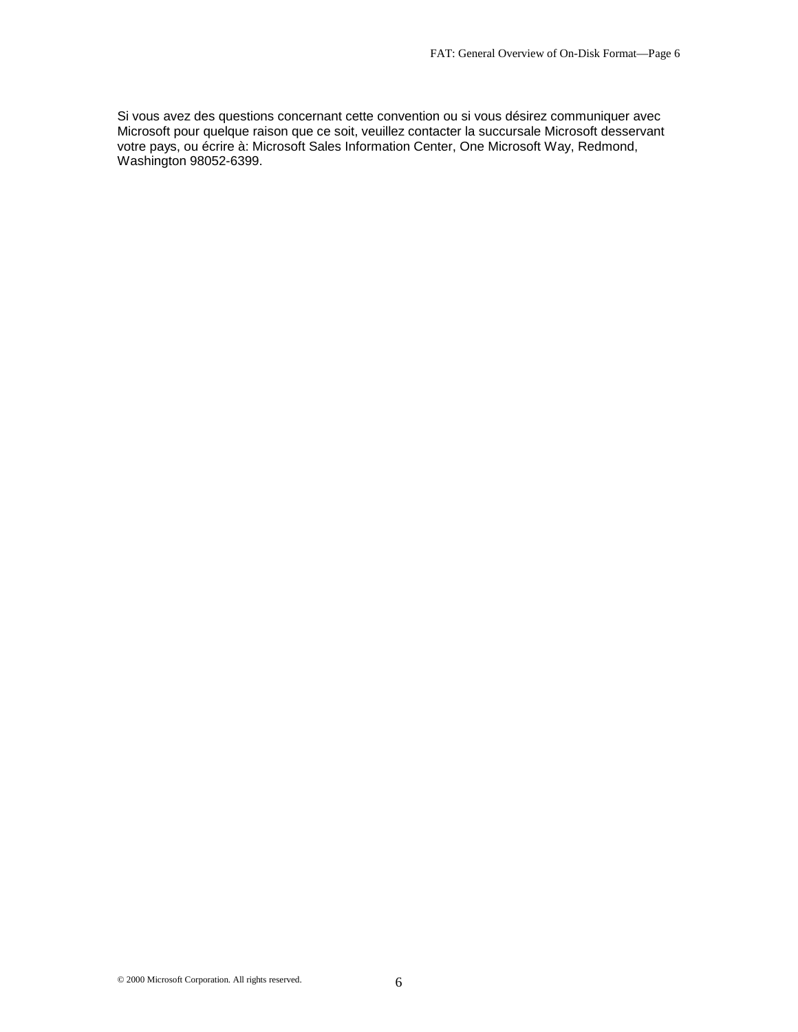Si vous avez des questions concernant cette convention ou si vous désirez communiquer avec Microsoft pour quelque raison que ce soit, veuillez contacter la succursale Microsoft desservant votre pays, ou écrire à: Microsoft Sales Information Center, One Microsoft Way, Redmond, Washington 98052-6399.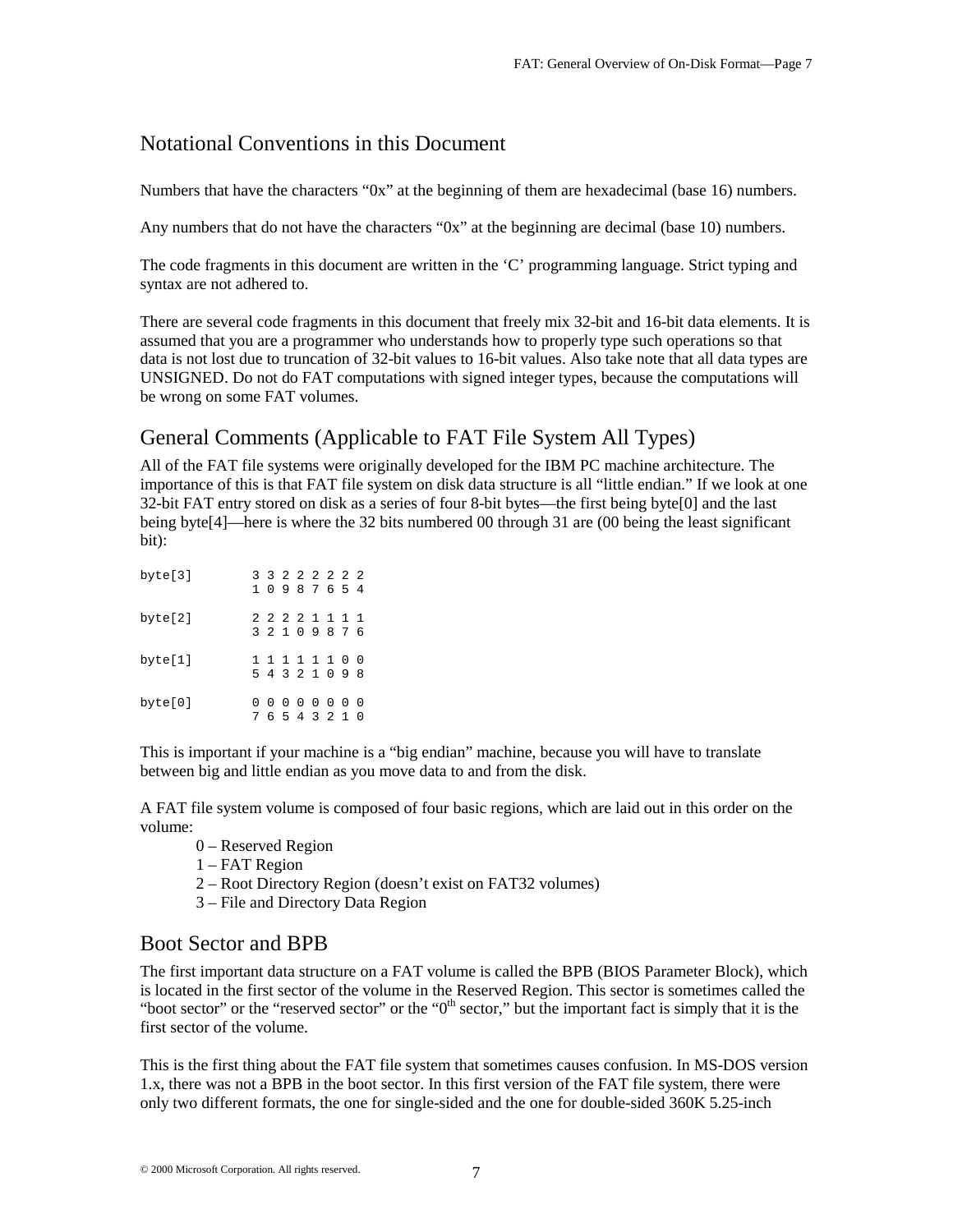## Notational Conventions in this Document

Numbers that have the characters “0x” at the beginning of them are hexadecimal (base 16) numbers.

Any numbers that do not have the characters “0x” at the beginning are decimal (base 10) numbers.

The code fragments in this document are written in the ‘C’ programming language. Strict typing and syntax are not adhered to.

There are several code fragments in this document that freely mix 32-bit and 16-bit data elements. It is assumed that you are a programmer who understands how to properly type such operations so that data is not lost due to truncation of 32-bit values to 16-bit values. Also take note that all data types are UNSIGNED. Do not do FAT computations with signed integer types, because the computations will be wrong on some FAT volumes.

## General Comments (Applicable to FAT File System All Types)

All of the FAT file systems were originally developed for the IBM PC machine architecture. The importance of this is that FAT file system on disk data structure is all “little endian.” If we look at one 32-bit FAT entry stored on disk as a series of four 8-bit bytes—the first being byte[0] and the last being byte[4]—here is where the 32 bits numbered 00 through 31 are (00 being the least significant bit):

```
byte[3]        3 3 2 2 2 2 2 2
               1 0 9 8 7 6 5 4

byte[2]        2 2 2 2 1 1 1 1
               3 2 1 0 9 8 7 6

byte[1]        1 1 1 1 1 1 0 0
               5 4 3 2 1 0 9 8

byte[0]        0 0 0 0 0 0 0 0
               7 6 5 4 3 2 1 0
```

This is important if your machine is a “big endian” machine, because you will have to translate between big and little endian as you move data to and from the disk.

A FAT file system volume is composed of four basic regions, which are laid out in this order on the volume:

- 0 – Reserved Region
- 1 – FAT Region
- 2 – Root Directory Region (doesn’t exist on FAT32 volumes)
- 3 – File and Directory Data Region

## Boot Sector and BPB

The first important data structure on a FAT volume is called the BPB (BIOS Parameter Block), which is located in the first sector of the volume in the Reserved Region. This sector is sometimes called the “boot sector” or the “reserved sector” or the “0th sector,” but the important fact is simply that it is the first sector of the volume.

This is the first thing about the FAT file system that sometimes causes confusion. In MS-DOS version 1.x, there was not a BPB in the boot sector. In this first version of the FAT file system, there were only two different formats, the one for single-sided and the one for double-sided 360K 5.25-inch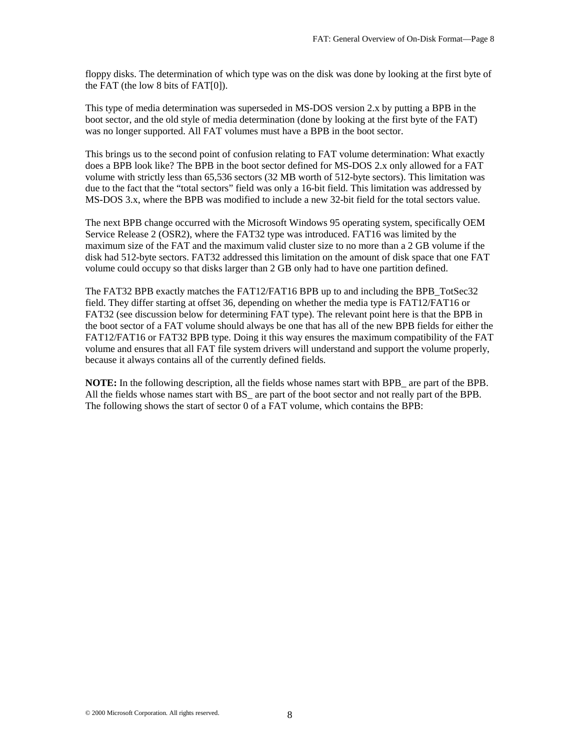floppy disks. The determination of which type was on the disk was done by looking at the first byte of the FAT (the low 8 bits of FAT[0]).

This type of media determination was superseded in MS-DOS version 2.x by putting a BPB in the boot sector, and the old style of media determination (done by looking at the first byte of the FAT) was no longer supported. All FAT volumes must have a BPB in the boot sector.

This brings us to the second point of confusion relating to FAT volume determination: What exactly does a BPB look like? The BPB in the boot sector defined for MS-DOS 2.x only allowed for a FAT volume with strictly less than 65,536 sectors (32 MB worth of 512-byte sectors). This limitation was due to the fact that the "total sectors" field was only a 16-bit field. This limitation was addressed by MS-DOS 3.x, where the BPB was modified to include a new 32-bit field for the total sectors value.

The next BPB change occurred with the Microsoft Windows 95 operating system, specifically OEM Service Release 2 (OSR2), where the FAT32 type was introduced. FAT16 was limited by the maximum size of the FAT and the maximum valid cluster size to no more than a 2 GB volume if the disk had 512-byte sectors. FAT32 addressed this limitation on the amount of disk space that one FAT volume could occupy so that disks larger than 2 GB only had to have one partition defined.

The FAT32 BPB exactly matches the FAT12/FAT16 BPB up to and including the BPB_TotSec32 field. They differ starting at offset 36, depending on whether the media type is FAT12/FAT16 or FAT32 (see discussion below for determining FAT type). The relevant point here is that the BPB in the boot sector of a FAT volume should always be one that has all of the new BPB fields for either the FAT12/FAT16 or FAT32 BPB type. Doing it this way ensures the maximum compatibility of the FAT volume and ensures that all FAT file system drivers will understand and support the volume properly, because it always contains all of the currently defined fields.

**NOTE:** In the following description, all the fields whose names start with BPB_ are part of the BPB. All the fields whose names start with BS_ are part of the boot sector and not really part of the BPB. The following shows the start of sector 0 of a FAT volume, which contains the BPB: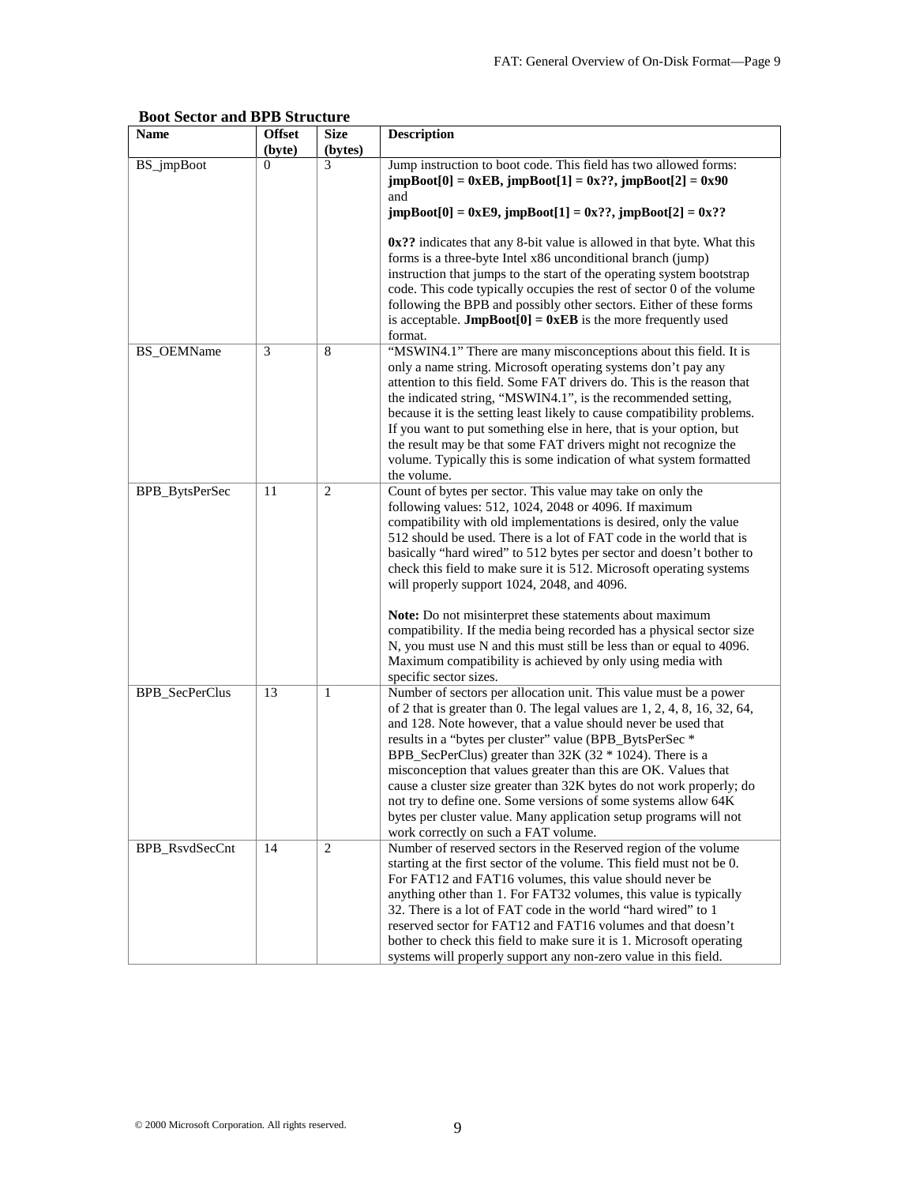### Boot Sector and BPB Structure

| Name | Offset (byte) | Size (bytes) | Description |
|---|---|---|---|
| BS_jmpBoot | 0 | 3 | Jump instruction to boot code. This field has two allowed forms: **jmpBoot[0] = 0xEB, jmpBoot[1] = 0x??, jmpBoot[2] = 0x90** and **jmpBoot[0] = 0xE9, jmpBoot[1] = 0x??, jmpBoot[2] = 0x??**<br><br>**0x??** indicates that any 8-bit value is allowed in that byte. What this forms is a three-byte Intel x86 unconditional branch (jump) instruction that jumps to the start of the operating system bootstrap code. This code typically occupies the rest of sector 0 of the volume following the BPB and possibly other sectors. Either of these forms is acceptable. **JmpBoot[0] = 0xEB** is the more frequently used format. |
| BS_OEMName | 3 | 8 | "MSWIN4.1" There are many misconceptions about this field. It is only a name string. Microsoft operating systems don't pay any attention to this field. Some FAT drivers do. This is the reason that the indicated string, "MSWIN4.1", is the recommended setting, because it is the setting least likely to cause compatibility problems. If you want to put something else in here, that is your option, but the result may be that some FAT drivers might not recognize the volume. Typically this is some indication of what system formatted the volume. |
| BPB_BytsPerSec | 11 | 2 | Count of bytes per sector. This value may take on only the following values: 512, 1024, 2048 or 4096. If maximum compatibility with old implementations is desired, only the value 512 should be used. There is a lot of FAT code in the world that is basically "hard wired" to 512 bytes per sector and doesn't bother to check this field to make sure it is 512. Microsoft operating systems will properly support 1024, 2048, and 4096.<br><br>**Note:** Do not misinterpret these statements about maximum compatibility. If the media being recorded has a physical sector size N, you must use N and this must still be less than or equal to 4096. Maximum compatibility is achieved by only using media with specific sector sizes. |
| BPB_SecPerClus | 13 | 1 | Number of sectors per allocation unit. This value must be a power of 2 that is greater than 0. The legal values are 1, 2, 4, 8, 16, 32, 64, and 128. Note however, that a value should never be used that results in a "bytes per cluster" value (BPB_BytsPerSec * BPB_SecPerClus) greater than 32K (32 * 1024). There is a misconception that values greater than this are OK. Values that cause a cluster size greater than 32K bytes do not work properly; do not try to define one. Some versions of some systems allow 64K bytes per cluster value. Many application setup programs will not work correctly on such a FAT volume. |
| BPB_RsvdSecCnt | 14 | 2 | Number of reserved sectors in the Reserved region of the volume starting at the first sector of the volume. This field must not be 0. For FAT12 and FAT16 volumes, this value should never be anything other than 1. For FAT32 volumes, this value is typically 32. There is a lot of FAT code in the world "hard wired" to 1 reserved sector for FAT12 and FAT16 volumes and that doesn't bother to check this field to make sure it is 1. Microsoft operating systems will properly support any non-zero value in this field. |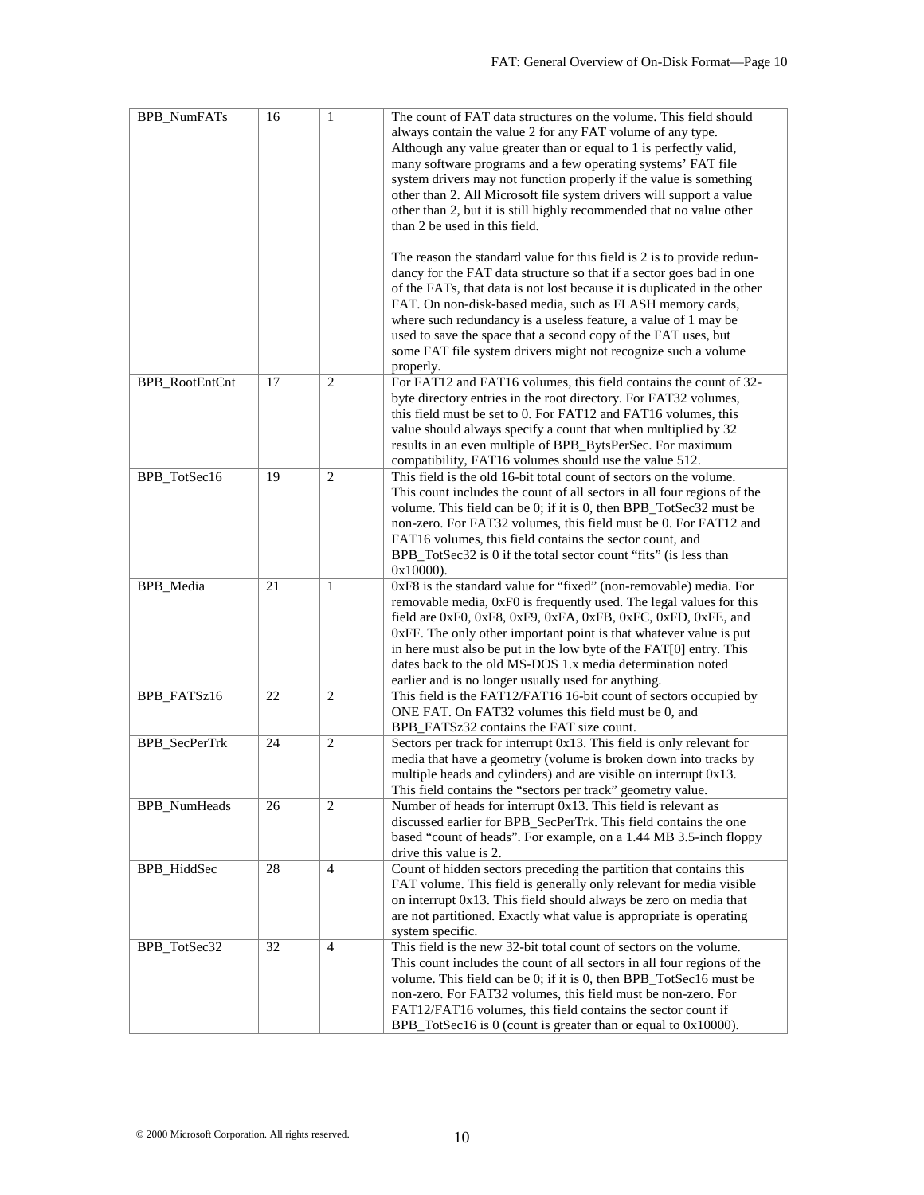| BPB_NumFATs | 16 | 1 | The count of FAT data structures on the volume. This field should always contain the value 2 for any FAT volume of any type. Although any value greater than or equal to 1 is perfectly valid, many software programs and a few operating systems' FAT file system drivers may not function properly if the value is something other than 2. All Microsoft file system drivers will support a value other than 2, but it is still highly recommended that no value other than 2 be used in this field.<br><br>The reason the standard value for this field is 2 is to provide redundancy for the FAT data structure so that if a sector goes bad in one of the FATs, that data is not lost because it is duplicated in the other FAT. On non-disk-based media, such as FLASH memory cards, where such redundancy is a useless feature, a value of 1 may be used to save the space that a second copy of the FAT uses, but some FAT file system drivers might not recognize such a volume properly. |
|---|---|---|---|
| BPB_RootEntCnt | 17 | 2 | For FAT12 and FAT16 volumes, this field contains the count of 32-byte directory entries in the root directory. For FAT32 volumes, this field must be set to 0. For FAT12 and FAT16 volumes, this value should always specify a count that when multiplied by 32 results in an even multiple of BPB_BytsPerSec. For maximum compatibility, FAT16 volumes should use the value 512. |
| BPB_TotSec16 | 19 | 2 | This field is the old 16-bit total count of sectors on the volume. This count includes the count of all sectors in all four regions of the volume. This field can be 0; if it is 0, then BPB_TotSec32 must be non-zero. For FAT32 volumes, this field must be 0. For FAT12 and FAT16 volumes, this field contains the sector count, and BPB_TotSec32 is 0 if the total sector count "fits" (is less than 0x10000). |
| BPB_Media | 21 | 1 | 0xF8 is the standard value for "fixed" (non-removable) media. For removable media, 0xF0 is frequently used. The legal values for this field are 0xF0, 0xF8, 0xF9, 0xFA, 0xFB, 0xFC, 0xFD, 0xFE, and 0xFF. The only other important point is that whatever value is put in here must also be put in the low byte of the FAT[0] entry. This dates back to the old MS-DOS 1.x media determination noted earlier and is no longer usually used for anything. |
| BPB_FATSz16 | 22 | 2 | This field is the FAT12/FAT16 16-bit count of sectors occupied by ONE FAT. On FAT32 volumes this field must be 0, and BPB_FATSz32 contains the FAT size count. |
| BPB_SecPerTrk | 24 | 2 | Sectors per track for interrupt 0x13. This field is only relevant for media that have a geometry (volume is broken down into tracks by multiple heads and cylinders) and are visible on interrupt 0x13. This field contains the "sectors per track" geometry value. |
| BPB_NumHeads | 26 | 2 | Number of heads for interrupt 0x13. This field is relevant as discussed earlier for BPB_SecPerTrk. This field contains the one based "count of heads". For example, on a 1.44 MB 3.5-inch floppy drive this value is 2. |
| BPB_HiddSec | 28 | 4 | Count of hidden sectors preceding the partition that contains this FAT volume. This field is generally only relevant for media visible on interrupt 0x13. This field should always be zero on media that are not partitioned. Exactly what value is appropriate is operating system specific. |
| BPB_TotSec32 | 32 | 4 | This field is the new 32-bit total count of sectors on the volume. This count includes the count of all sectors in all four regions of the volume. This field can be 0; if it is 0, then BPB_TotSec16 must be non-zero. For FAT32 volumes, this field must be non-zero. For FAT12/FAT16 volumes, this field contains the sector count if BPB_TotSec16 is 0 (count is greater than or equal to 0x10000). |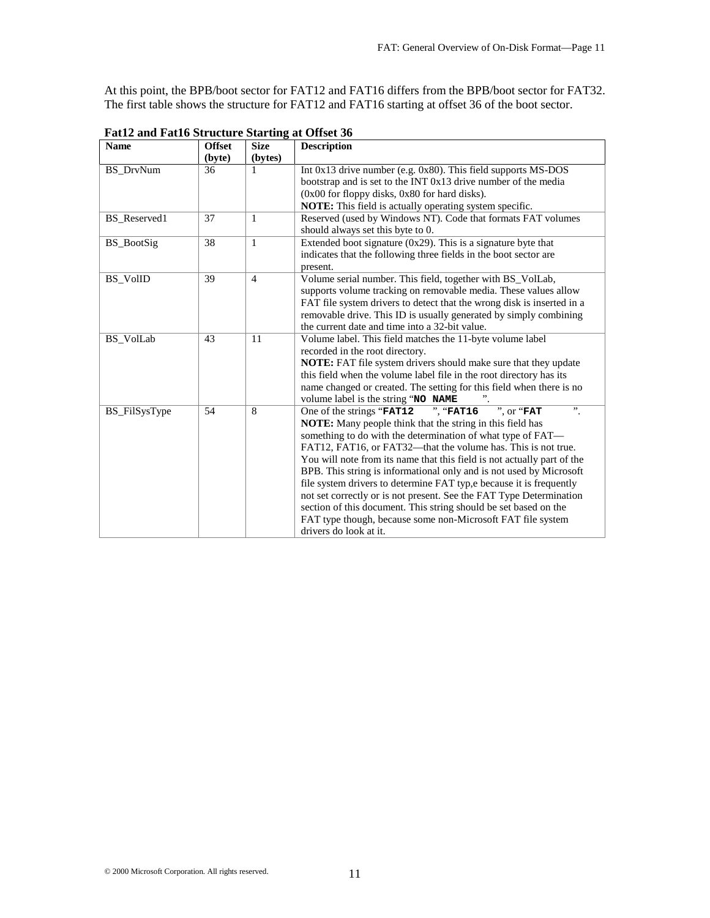At this point, the BPB/boot sector for FAT12 and FAT16 differs from the BPB/boot sector for FAT32. The first table shows the structure for FAT12 and FAT16 starting at offset 36 of the boot sector.

**Fat12 and Fat16 Structure Starting at Offset 36**

| Name | Offset (byte) | Size (bytes) | Description |
|---|---|---|---|
| BS_DrvNum | 36 | 1 | Int 0x13 drive number (e.g. 0x80). This field supports MS-DOS bootstrap and is set to the INT 0x13 drive number of the media (0x00 for floppy disks, 0x80 for hard disks). **NOTE:** This field is actually operating system specific. |
| BS_Reserved1 | 37 | 1 | Reserved (used by Windows NT). Code that formats FAT volumes should always set this byte to 0. |
| BS_BootSig | 38 | 1 | Extended boot signature (0x29). This is a signature byte that indicates that the following three fields in the boot sector are present. |
| BS_VolID | 39 | 4 | Volume serial number. This field, together with BS_VolLab, supports volume tracking on removable media. These values allow FAT file system drivers to detect that the wrong disk is inserted in a removable drive. This ID is usually generated by simply combining the current date and time into a 32-bit value. |
| BS_VolLab | 43 | 11 | Volume label. This field matches the 11-byte volume label recorded in the root directory. **NOTE:** FAT file system drivers should make sure that they update this field when the volume label file in the root directory has its name changed or created. The setting for this field when there is no volume label is the string "`NO NAME    `". |
| BS_FilSysType | 54 | 8 | One of the strings "`FAT12   `", "`FAT16   `", or "`FAT     `". **NOTE:** Many people think that the string in this field has something to do with the determination of what type of FAT—FAT12, FAT16, or FAT32—that the volume has. This is not true. You will note from its name that this field is not actually part of the BPB. This string is informational only and is not used by Microsoft file system drivers to determine FAT typ,e because it is frequently not set correctly or is not present. See the FAT Type Determination section of this document. This string should be set based on the FAT type though, because some non-Microsoft FAT file system drivers do look at it. |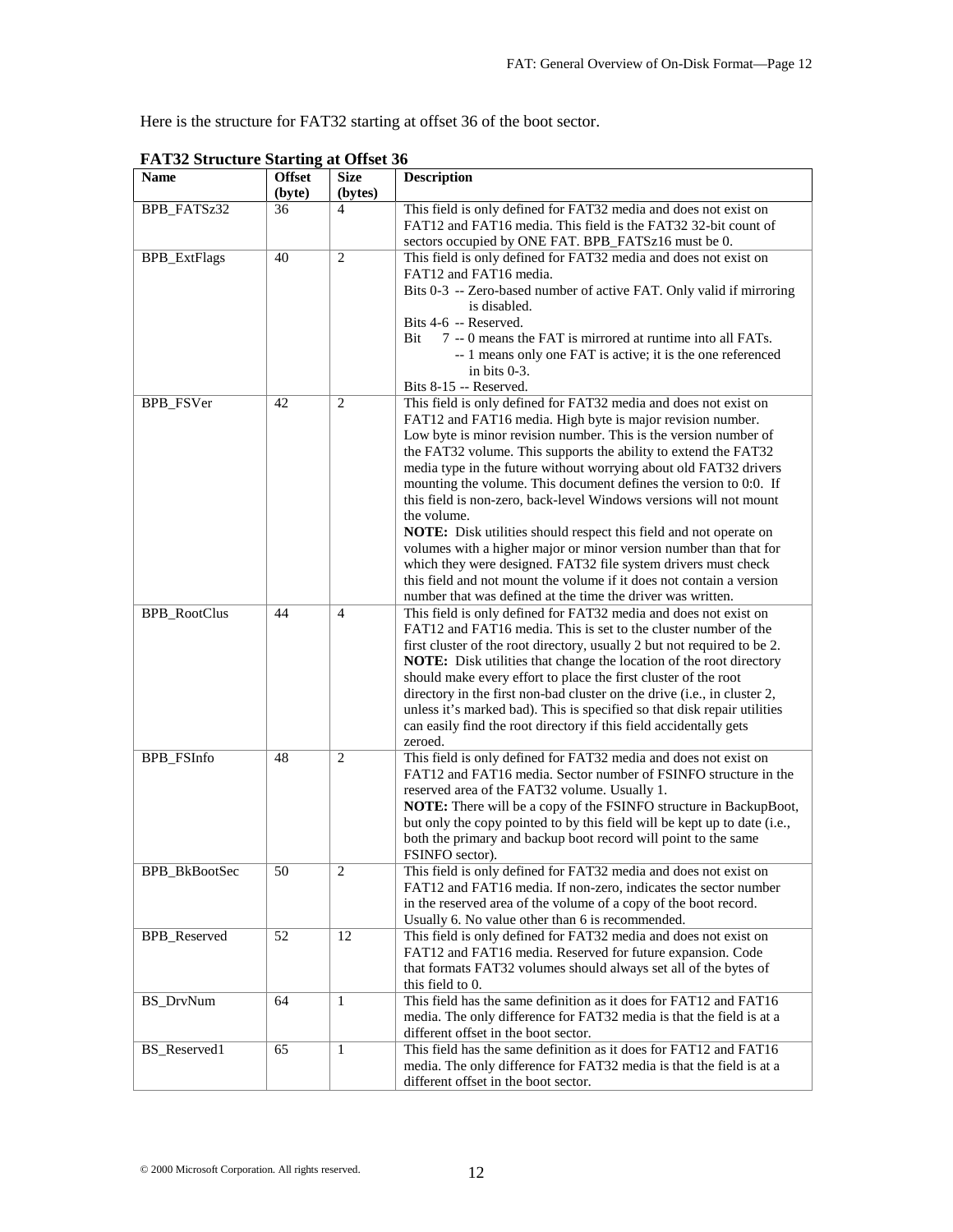Here is the structure for FAT32 starting at offset 36 of the boot sector.

**FAT32 Structure Starting at Offset 36**

| Name | Offset (byte) | Size (bytes) | Description |
|---|---|---|---|
| BPB_FATSz32 | 36 | 4 | This field is only defined for FAT32 media and does not exist on FAT12 and FAT16 media. This field is the FAT32 32-bit count of sectors occupied by ONE FAT. BPB_FATSz16 must be 0. |
| BPB_ExtFlags | 40 | 2 | This field is only defined for FAT32 media and does not exist on FAT12 and FAT16 media.<br>Bits 0-3 -- Zero-based number of active FAT. Only valid if mirroring is disabled.<br>Bits 4-6 -- Reserved.<br>Bit 7 -- 0 means the FAT is mirrored at runtime into all FATs.<br>-- 1 means only one FAT is active; it is the one referenced in bits 0-3.<br>Bits 8-15 -- Reserved. |
| BPB_FSVer | 42 | 2 | This field is only defined for FAT32 media and does not exist on FAT12 and FAT16 media. High byte is major revision number. Low byte is minor revision number. This is the version number of the FAT32 volume. This supports the ability to extend the FAT32 media type in the future without worrying about old FAT32 drivers mounting the volume. This document defines the version to 0:0. If this field is non-zero, back-level Windows versions will not mount the volume.<br>**NOTE:** Disk utilities should respect this field and not operate on volumes with a higher major or minor version number than that for which they were designed. FAT32 file system drivers must check this field and not mount the volume if it does not contain a version number that was defined at the time the driver was written. |
| BPB_RootClus | 44 | 4 | This field is only defined for FAT32 media and does not exist on FAT12 and FAT16 media. This is set to the cluster number of the first cluster of the root directory, usually 2 but not required to be 2.<br>**NOTE:** Disk utilities that change the location of the root directory should make every effort to place the first cluster of the root directory in the first non-bad cluster on the drive (i.e., in cluster 2, unless it's marked bad). This is specified so that disk repair utilities can easily find the root directory if this field accidentally gets zeroed. |
| BPB_FSInfo | 48 | 2 | This field is only defined for FAT32 media and does not exist on FAT12 and FAT16 media. Sector number of FSINFO structure in the reserved area of the FAT32 volume. Usually 1.<br>**NOTE:** There will be a copy of the FSINFO structure in BackupBoot, but only the copy pointed to by this field will be kept up to date (i.e., both the primary and backup boot record will point to the same FSINFO sector). |
| BPB_BkBootSec | 50 | 2 | This field is only defined for FAT32 media and does not exist on FAT12 and FAT16 media. If non-zero, indicates the sector number in the reserved area of the volume of a copy of the boot record. Usually 6. No value other than 6 is recommended. |
| BPB_Reserved | 52 | 12 | This field is only defined for FAT32 media and does not exist on FAT12 and FAT16 media. Reserved for future expansion. Code that formats FAT32 volumes should always set all of the bytes of this field to 0. |
| BS_DrvNum | 64 | 1 | This field has the same definition as it does for FAT12 and FAT16 media. The only difference for FAT32 media is that the field is at a different offset in the boot sector. |
| BS_Reserved1 | 65 | 1 | This field has the same definition as it does for FAT12 and FAT16 media. The only difference for FAT32 media is that the field is at a different offset in the boot sector. |

© 2000 Microsoft Corporation. All rights reserved.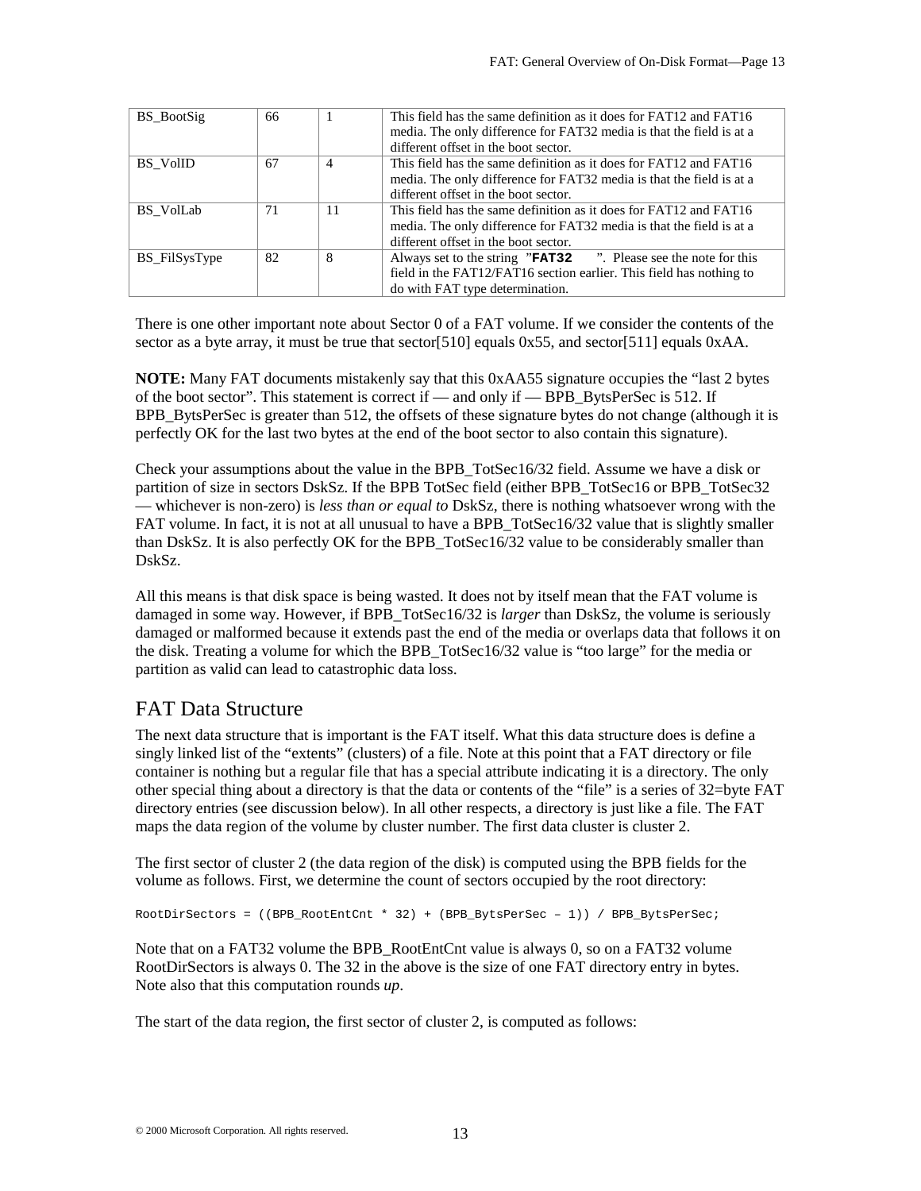| BS_BootSig | 66 | 1 | This field has the same definition as it does for FAT12 and FAT16 media. The only difference for FAT32 media is that the field is at a different offset in the boot sector. |
|---|---|---|---|
| BS_VolID | 67 | 4 | This field has the same definition as it does for FAT12 and FAT16 media. The only difference for FAT32 media is that the field is at a different offset in the boot sector. |
| BS_VolLab | 71 | 11 | This field has the same definition as it does for FAT12 and FAT16 media. The only difference for FAT32 media is that the field is at a different offset in the boot sector. |
| BS_FilSysType | 82 | 8 | Always set to the string "**FAT32** ". Please see the note for this field in the FAT12/FAT16 section earlier. This field has nothing to do with FAT type determination. |

There is one other important note about Sector 0 of a FAT volume. If we consider the contents of the sector as a byte array, it must be true that sector[510] equals 0x55, and sector[511] equals 0xAA.

**NOTE:** Many FAT documents mistakenly say that this 0xAA55 signature occupies the "last 2 bytes of the boot sector". This statement is correct if — and only if — BPB_BytsPerSec is 512. If BPB_BytsPerSec is greater than 512, the offsets of these signature bytes do not change (although it is perfectly OK for the last two bytes at the end of the boot sector to also contain this signature).

Check your assumptions about the value in the BPB_TotSec16/32 field. Assume we have a disk or partition of size in sectors DskSz. If the BPB TotSec field (either BPB_TotSec16 or BPB_TotSec32 — whichever is non-zero) is *less than or equal to* DskSz, there is nothing whatsoever wrong with the FAT volume. In fact, it is not at all unusual to have a BPB_TotSec16/32 value that is slightly smaller than DskSz. It is also perfectly OK for the BPB_TotSec16/32 value to be considerably smaller than DskSz.

All this means is that disk space is being wasted. It does not by itself mean that the FAT volume is damaged in some way. However, if BPB_TotSec16/32 is *larger* than DskSz, the volume is seriously damaged or malformed because it extends past the end of the media or overlaps data that follows it on the disk. Treating a volume for which the BPB_TotSec16/32 value is "too large" for the media or partition as valid can lead to catastrophic data loss.

## FAT Data Structure

The next data structure that is important is the FAT itself. What this data structure does is define a singly linked list of the "extents" (clusters) of a file. Note at this point that a FAT directory or file container is nothing but a regular file that has a special attribute indicating it is a directory. The only other special thing about a directory is that the data or contents of the "file" is a series of 32=byte FAT directory entries (see discussion below). In all other respects, a directory is just like a file. The FAT maps the data region of the volume by cluster number. The first data cluster is cluster 2.

The first sector of cluster 2 (the data region of the disk) is computed using the BPB fields for the volume as follows. First, we determine the count of sectors occupied by the root directory:

```
RootDirSectors = ((BPB_RootEntCnt * 32) + (BPB_BytsPerSec – 1)) / BPB_BytsPerSec;
```

Note that on a FAT32 volume the BPB_RootEntCnt value is always 0, so on a FAT32 volume RootDirSectors is always 0. The 32 in the above is the size of one FAT directory entry in bytes. Note also that this computation rounds *up*.

The start of the data region, the first sector of cluster 2, is computed as follows: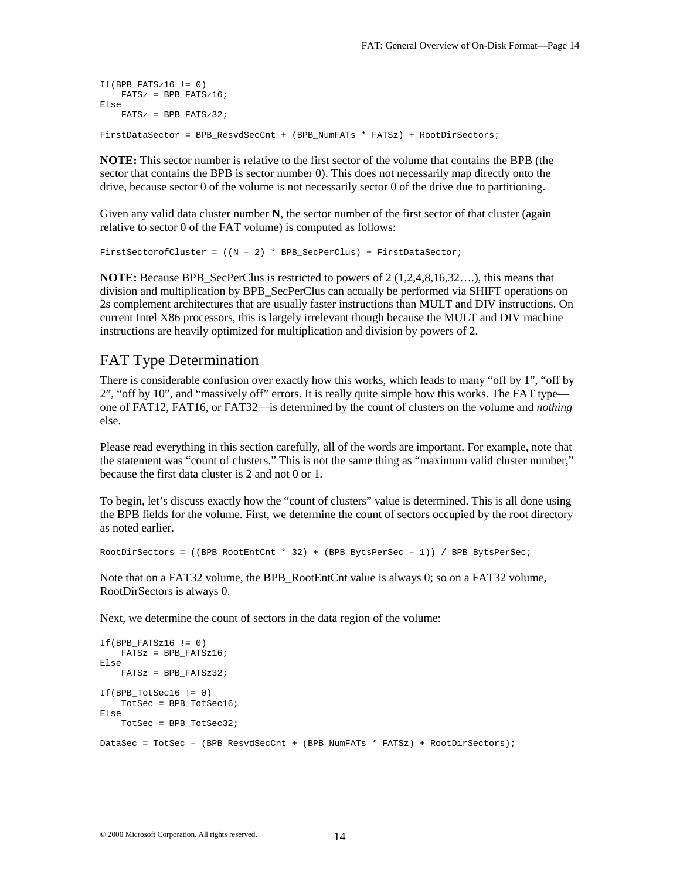```
If(BPB_FATSz16 != 0)
    FATSz = BPB_FATSz16;
Else
    FATSz = BPB_FATSz32;

FirstDataSector = BPB_ResvdSecCnt + (BPB_NumFATs * FATSz) + RootDirSectors;
```

**NOTE:** This sector number is relative to the first sector of the volume that contains the BPB (the sector that contains the BPB is sector number 0). This does not necessarily map directly onto the drive, because sector 0 of the volume is not necessarily sector 0 of the drive due to partitioning.

Given any valid data cluster number **N**, the sector number of the first sector of that cluster (again relative to sector 0 of the FAT volume) is computed as follows:

```
FirstSectorofCluster = ((N – 2) * BPB_SecPerClus) + FirstDataSector;
```

**NOTE:** Because BPB_SecPerClus is restricted to powers of 2 (1,2,4,8,16,32….), this means that division and multiplication by BPB_SecPerClus can actually be performed via SHIFT operations on 2s complement architectures that are usually faster instructions than MULT and DIV instructions. On current Intel X86 processors, this is largely irrelevant though because the MULT and DIV machine instructions are heavily optimized for multiplication and division by powers of 2.

## FAT Type Determination

There is considerable confusion over exactly how this works, which leads to many "off by 1", "off by 2", "off by 10", and "massively off" errors. It is really quite simple how this works. The FAT type—one of FAT12, FAT16, or FAT32—is determined by the count of clusters on the volume and *nothing* else.

Please read everything in this section carefully, all of the words are important. For example, note that the statement was "count of clusters." This is not the same thing as "maximum valid cluster number," because the first data cluster is 2 and not 0 or 1.

To begin, let's discuss exactly how the "count of clusters" value is determined. This is all done using the BPB fields for the volume. First, we determine the count of sectors occupied by the root directory as noted earlier.

```
RootDirSectors = ((BPB_RootEntCnt * 32) + (BPB_BytsPerSec – 1)) / BPB_BytsPerSec;
```

Note that on a FAT32 volume, the BPB_RootEntCnt value is always 0; so on a FAT32 volume, RootDirSectors is always 0.

Next, we determine the count of sectors in the data region of the volume:

```
If(BPB_FATSz16 != 0)
    FATSz = BPB_FATSz16;
Else
    FATSz = BPB_FATSz32;

If(BPB_TotSec16 != 0)
    TotSec = BPB_TotSec16;
Else
    TotSec = BPB_TotSec32;

DataSec = TotSec – (BPB_ResvdSecCnt + (BPB_NumFATs * FATSz) + RootDirSectors);
```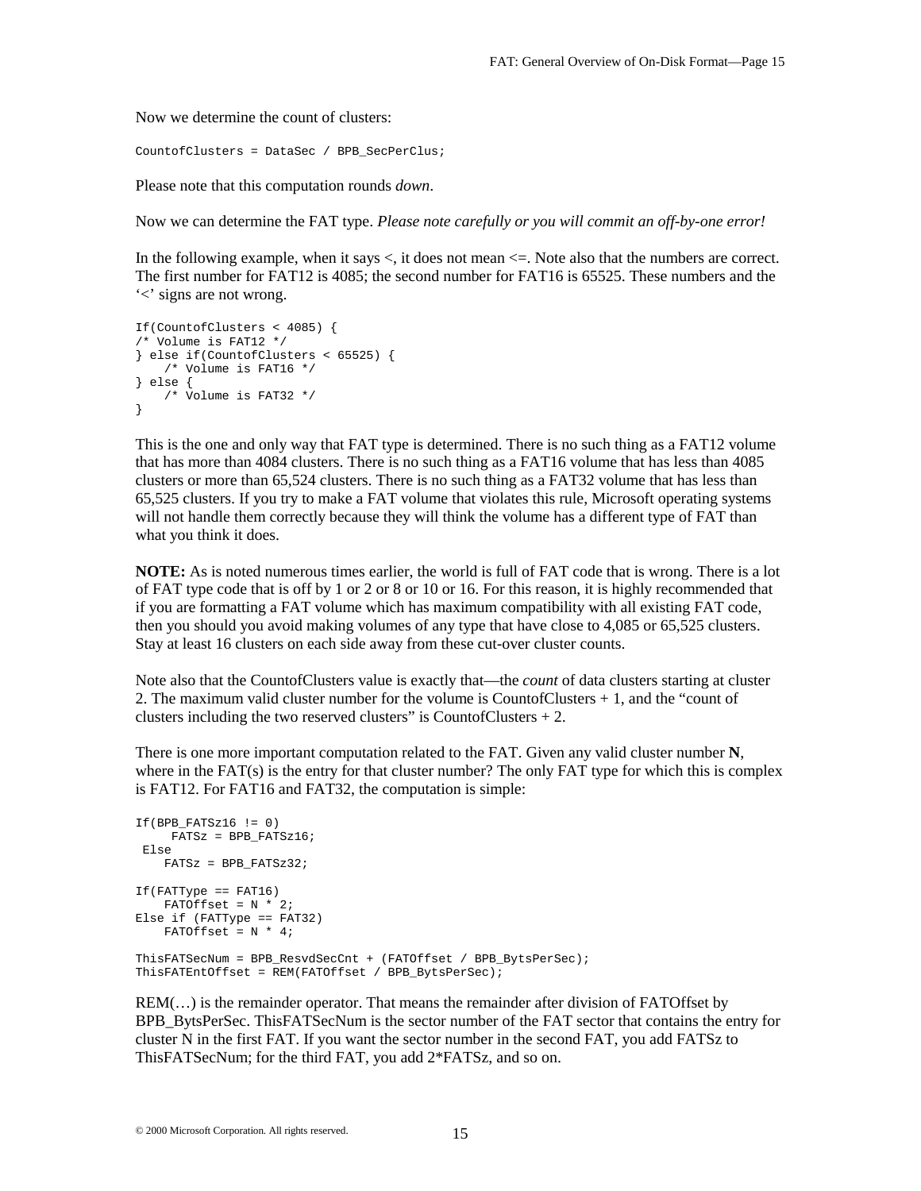Now we determine the count of clusters:

```
CountofClusters = DataSec / BPB_SecPerClus;
```

Please note that this computation rounds *down*.

Now we can determine the FAT type. *Please note carefully or you will commit an off-by-one error!*

In the following example, when it says <, it does not mean <=. Note also that the numbers are correct. The first number for FAT12 is 4085; the second number for FAT16 is 65525. These numbers and the '<' signs are not wrong.

```
If(CountofClusters < 4085) {
/* Volume is FAT12 */
} else if(CountofClusters < 65525) {
    /* Volume is FAT16 */
} else {
    /* Volume is FAT32 */
}
```

This is the one and only way that FAT type is determined. There is no such thing as a FAT12 volume that has more than 4084 clusters. There is no such thing as a FAT16 volume that has less than 4085 clusters or more than 65,524 clusters. There is no such thing as a FAT32 volume that has less than 65,525 clusters. If you try to make a FAT volume that violates this rule, Microsoft operating systems will not handle them correctly because they will think the volume has a different type of FAT than what you think it does.

**NOTE:** As is noted numerous times earlier, the world is full of FAT code that is wrong. There is a lot of FAT type code that is off by 1 or 2 or 8 or 10 or 16. For this reason, it is highly recommended that if you are formatting a FAT volume which has maximum compatibility with all existing FAT code, then you should you avoid making volumes of any type that have close to 4,085 or 65,525 clusters. Stay at least 16 clusters on each side away from these cut-over cluster counts.

Note also that the CountofClusters value is exactly that—the *count* of data clusters starting at cluster 2. The maximum valid cluster number for the volume is CountofClusters + 1, and the "count of clusters including the two reserved clusters" is CountofClusters + 2.

There is one more important computation related to the FAT. Given any valid cluster number **N**, where in the FAT(s) is the entry for that cluster number? The only FAT type for which this is complex is FAT12. For FAT16 and FAT32, the computation is simple:

```
If(BPB_FATSz16 != 0)
     FATSz = BPB_FATSz16;
 Else
    FATSz = BPB_FATSz32;

If(FATType == FAT16)
    FATOffset = N * 2;
Else if (FATType == FAT32)
    FATOffset = N * 4;

ThisFATSecNum = BPB_ResvdSecCnt + (FATOffset / BPB_BytsPerSec);
ThisFATEntOffset = REM(FATOffset / BPB_BytsPerSec);
```

REM(…) is the remainder operator. That means the remainder after division of FATOffset by BPB_BytsPerSec. ThisFATSecNum is the sector number of the FAT sector that contains the entry for cluster N in the first FAT. If you want the sector number in the second FAT, you add FATSz to ThisFATSecNum; for the third FAT, you add 2*FATSz, and so on.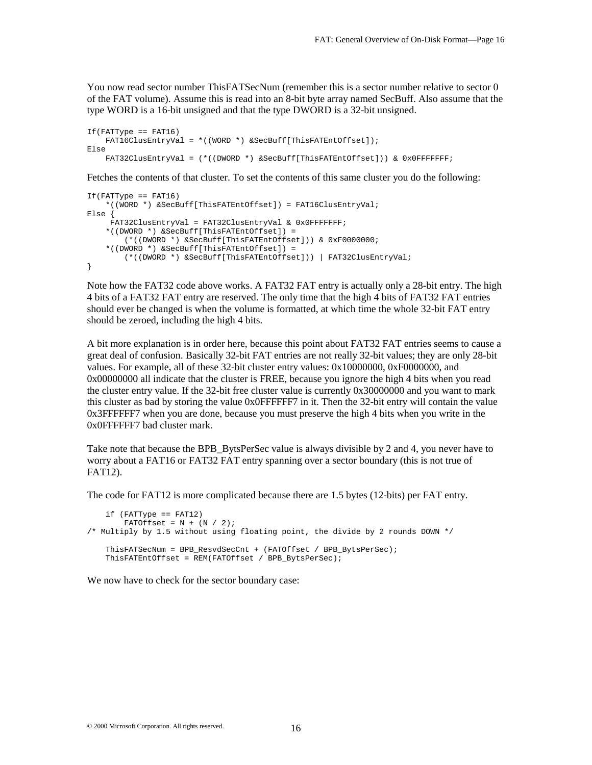You now read sector number ThisFATSecNum (remember this is a sector number relative to sector 0 of the FAT volume). Assume this is read into an 8-bit byte array named SecBuff. Also assume that the type WORD is a 16-bit unsigned and that the type DWORD is a 32-bit unsigned.

```
If(FATType == FAT16)
    FAT16ClusEntryVal = *((WORD *) &SecBuff[ThisFATEntOffset]);
Else
    FAT32ClusEntryVal = (*((DWORD *) &SecBuff[ThisFATEntOffset])) & 0x0FFFFFFF;
```

Fetches the contents of that cluster. To set the contents of this same cluster you do the following:

```
If(FATType == FAT16)
    *((WORD *) &SecBuff[ThisFATEntOffset]) = FAT16ClusEntryVal;
Else {
     FAT32ClusEntryVal = FAT32ClusEntryVal & 0x0FFFFFFF;
    *((DWORD *) &SecBuff[ThisFATEntOffset]) =
        (*((DWORD *) &SecBuff[ThisFATEntOffset])) & 0xF0000000;
    *((DWORD *) &SecBuff[ThisFATEntOffset]) =
        (*((DWORD *) &SecBuff[ThisFATEntOffset])) | FAT32ClusEntryVal;
}
```

Note how the FAT32 code above works. A FAT32 FAT entry is actually only a 28-bit entry. The high 4 bits of a FAT32 FAT entry are reserved. The only time that the high 4 bits of FAT32 FAT entries should ever be changed is when the volume is formatted, at which time the whole 32-bit FAT entry should be zeroed, including the high 4 bits.

A bit more explanation is in order here, because this point about FAT32 FAT entries seems to cause a great deal of confusion. Basically 32-bit FAT entries are not really 32-bit values; they are only 28-bit values. For example, all of these 32-bit cluster entry values: 0x10000000, 0xF0000000, and 0x00000000 all indicate that the cluster is FREE, because you ignore the high 4 bits when you read the cluster entry value. If the 32-bit free cluster value is currently 0x30000000 and you want to mark this cluster as bad by storing the value 0x0FFFFFF7 in it. Then the 32-bit entry will contain the value 0x3FFFFFF7 when you are done, because you must preserve the high 4 bits when you write in the 0x0FFFFFF7 bad cluster mark.

Take note that because the BPB_BytsPerSec value is always divisible by 2 and 4, you never have to worry about a FAT16 or FAT32 FAT entry spanning over a sector boundary (this is not true of FAT12).

The code for FAT12 is more complicated because there are 1.5 bytes (12-bits) per FAT entry.

```
    if (FATType == FAT12)
        FATOffset = N + (N / 2);
/* Multiply by 1.5 without using floating point, the divide by 2 rounds DOWN */

    ThisFATSecNum = BPB_ResvdSecCnt + (FATOffset / BPB_BytsPerSec);
    ThisFATEntOffset = REM(FATOffset / BPB_BytsPerSec);
```

We now have to check for the sector boundary case: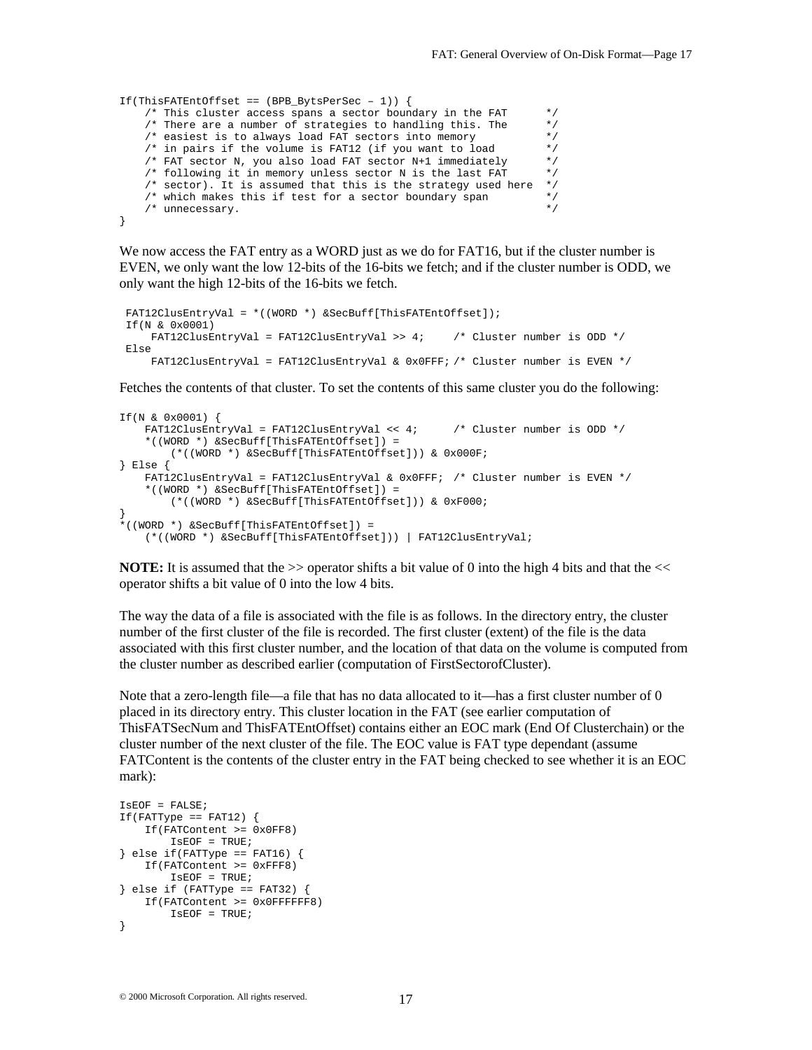```
If(ThisFATEntOffset == (BPB_BytsPerSec – 1)) {
    /* This cluster access spans a sector boundary in the FAT      */
    /* There are a number of strategies to handling this. The      */
    /* easiest is to always load FAT sectors into memory           */
    /* in pairs if the volume is FAT12 (if you want to load        */
    /* FAT sector N, you also load FAT sector N+1 immediately      */
    /* following it in memory unless sector N is the last FAT      */
    /* sector). It is assumed that this is the strategy used here  */
    /* which makes this if test for a sector boundary span         */
    /* unnecessary.                                                */
}
```

We now access the FAT entry as a WORD just as we do for FAT16, but if the cluster number is EVEN, we only want the low 12-bits of the 16-bits we fetch; and if the cluster number is ODD, we only want the high 12-bits of the 16-bits we fetch.

```
FAT12ClusEntryVal = *((WORD *) &SecBuff[ThisFATEntOffset]);
If(N & 0x0001)
    FAT12ClusEntryVal = FAT12ClusEntryVal >> 4;     /* Cluster number is ODD */
Else
    FAT12ClusEntryVal = FAT12ClusEntryVal & 0x0FFF; /* Cluster number is EVEN */
```

Fetches the contents of that cluster. To set the contents of this same cluster you do the following:

```
If(N & 0x0001) {
    FAT12ClusEntryVal = FAT12ClusEntryVal << 4;     /* Cluster number is ODD */
    *((WORD *) &SecBuff[ThisFATEntOffset]) =
        (*((WORD *) &SecBuff[ThisFATEntOffset])) & 0x000F;
} Else {
    FAT12ClusEntryVal = FAT12ClusEntryVal & 0x0FFF; /* Cluster number is EVEN */
    *((WORD *) &SecBuff[ThisFATEntOffset]) =
        (*((WORD *) &SecBuff[ThisFATEntOffset])) & 0xF000;
}
*((WORD *) &SecBuff[ThisFATEntOffset]) =
    (*((WORD *) &SecBuff[ThisFATEntOffset])) | FAT12ClusEntryVal;
```

**NOTE:** It is assumed that the >> operator shifts a bit value of 0 into the high 4 bits and that the << operator shifts a bit value of 0 into the low 4 bits.

The way the data of a file is associated with the file is as follows. In the directory entry, the cluster number of the first cluster of the file is recorded. The first cluster (extent) of the file is the data associated with this first cluster number, and the location of that data on the volume is computed from the cluster number as described earlier (computation of FirstSectorofCluster).

Note that a zero-length file—a file that has no data allocated to it—has a first cluster number of 0 placed in its directory entry. This cluster location in the FAT (see earlier computation of ThisFATSecNum and ThisFATEntOffset) contains either an EOC mark (End Of Clusterchain) or the cluster number of the next cluster of the file. The EOC value is FAT type dependant (assume FATContent is the contents of the cluster entry in the FAT being checked to see whether it is an EOC mark):

```
IsEOF = FALSE;
If(FATType == FAT12) {
    If(FATContent >= 0x0FF8)
        IsEOF = TRUE;
} else if(FATType == FAT16) {
    If(FATContent >= 0xFFF8)
        IsEOF = TRUE;
} else if (FATType == FAT32) {
    If(FATContent >= 0x0FFFFFF8)
        IsEOF = TRUE;
}
```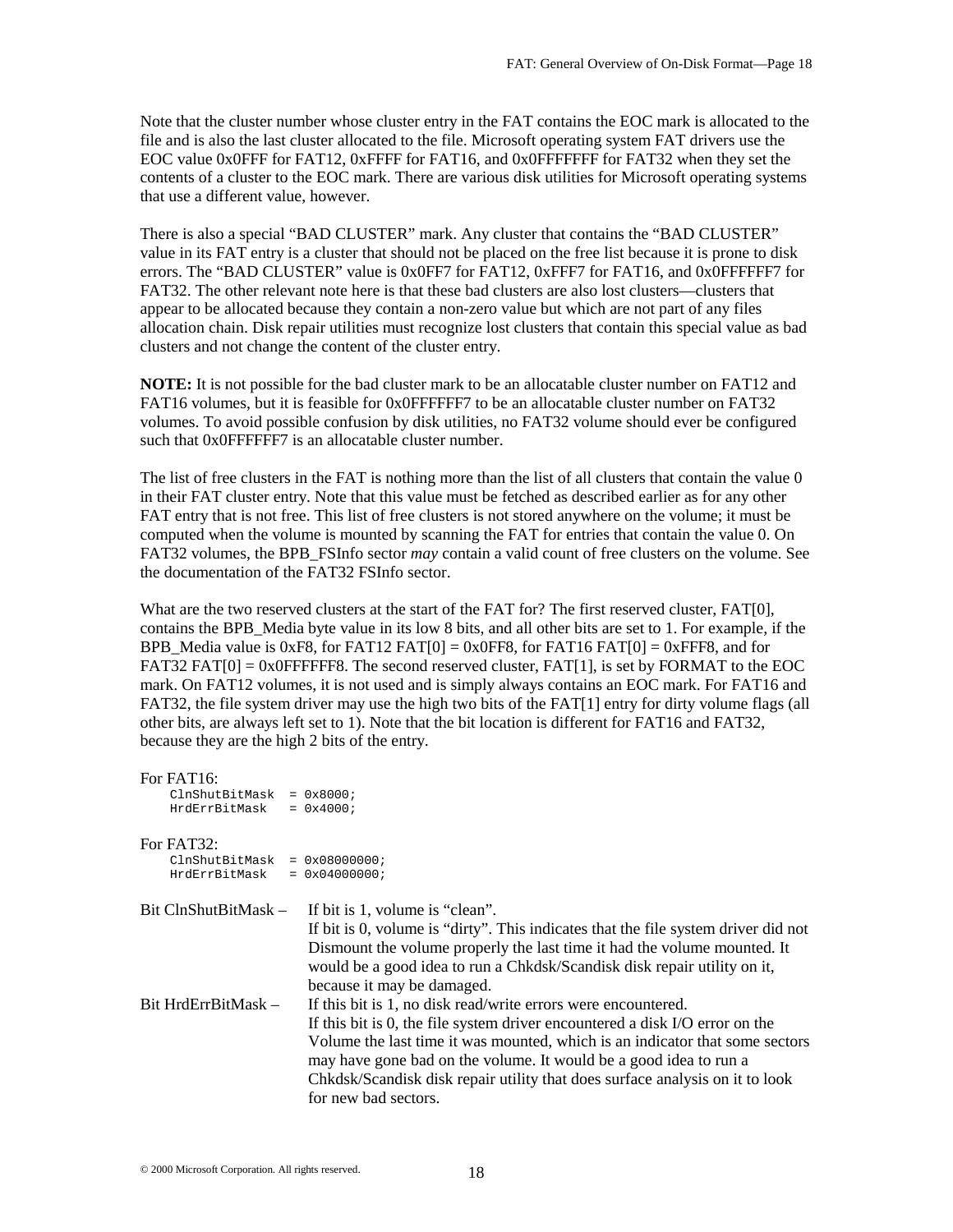Note that the cluster number whose cluster entry in the FAT contains the EOC mark is allocated to the file and is also the last cluster allocated to the file. Microsoft operating system FAT drivers use the EOC value 0x0FFF for FAT12, 0xFFFF for FAT16, and 0x0FFFFFFF for FAT32 when they set the contents of a cluster to the EOC mark. There are various disk utilities for Microsoft operating systems that use a different value, however.

There is also a special "BAD CLUSTER" mark. Any cluster that contains the "BAD CLUSTER" value in its FAT entry is a cluster that should not be placed on the free list because it is prone to disk errors. The "BAD CLUSTER" value is 0x0FF7 for FAT12, 0xFFF7 for FAT16, and 0x0FFFFFF7 for FAT32. The other relevant note here is that these bad clusters are also lost clusters—clusters that appear to be allocated because they contain a non-zero value but which are not part of any files allocation chain. Disk repair utilities must recognize lost clusters that contain this special value as bad clusters and not change the content of the cluster entry.

**NOTE:** It is not possible for the bad cluster mark to be an allocatable cluster number on FAT12 and FAT16 volumes, but it is feasible for 0x0FFFFFF7 to be an allocatable cluster number on FAT32 volumes. To avoid possible confusion by disk utilities, no FAT32 volume should ever be configured such that 0x0FFFFFF7 is an allocatable cluster number.

The list of free clusters in the FAT is nothing more than the list of all clusters that contain the value 0 in their FAT cluster entry. Note that this value must be fetched as described earlier as for any other FAT entry that is not free. This list of free clusters is not stored anywhere on the volume; it must be computed when the volume is mounted by scanning the FAT for entries that contain the value 0. On FAT32 volumes, the BPB_FSInfo sector *may* contain a valid count of free clusters on the volume. See the documentation of the FAT32 FSInfo sector.

What are the two reserved clusters at the start of the FAT for? The first reserved cluster, FAT[0], contains the BPB_Media byte value in its low 8 bits, and all other bits are set to 1. For example, if the BPB_Media value is 0xF8, for FAT12 FAT[0] = 0x0FF8, for FAT16 FAT[0] = 0xFFF8, and for FAT32 FAT[0] = 0x0FFFFFF8. The second reserved cluster, FAT[1], is set by FORMAT to the EOC mark. On FAT12 volumes, it is not used and is simply always contains an EOC mark. For FAT16 and FAT32, the file system driver may use the high two bits of the FAT[1] entry for dirty volume flags (all other bits, are always left set to 1). Note that the bit location is different for FAT16 and FAT32, because they are the high 2 bits of the entry.

For FAT16:

```
    ClnShutBitMask  = 0x8000;
    HrdErrBitMask   = 0x4000;
```

For FAT32:

```
    ClnShutBitMask  = 0x08000000;
    HrdErrBitMask   = 0x04000000;
```

Bit ClnShutBitMask – If bit is 1, volume is "clean".
If bit is 0, volume is "dirty". This indicates that the file system driver did not Dismount the volume properly the last time it had the volume mounted. It would be a good idea to run a Chkdsk/Scandisk disk repair utility on it, because it may be damaged.

Bit HrdErrBitMask – If this bit is 1, no disk read/write errors were encountered.
If this bit is 0, the file system driver encountered a disk I/O error on the Volume the last time it was mounted, which is an indicator that some sectors may have gone bad on the volume. It would be a good idea to run a Chkdsk/Scandisk disk repair utility that does surface analysis on it to look for new bad sectors.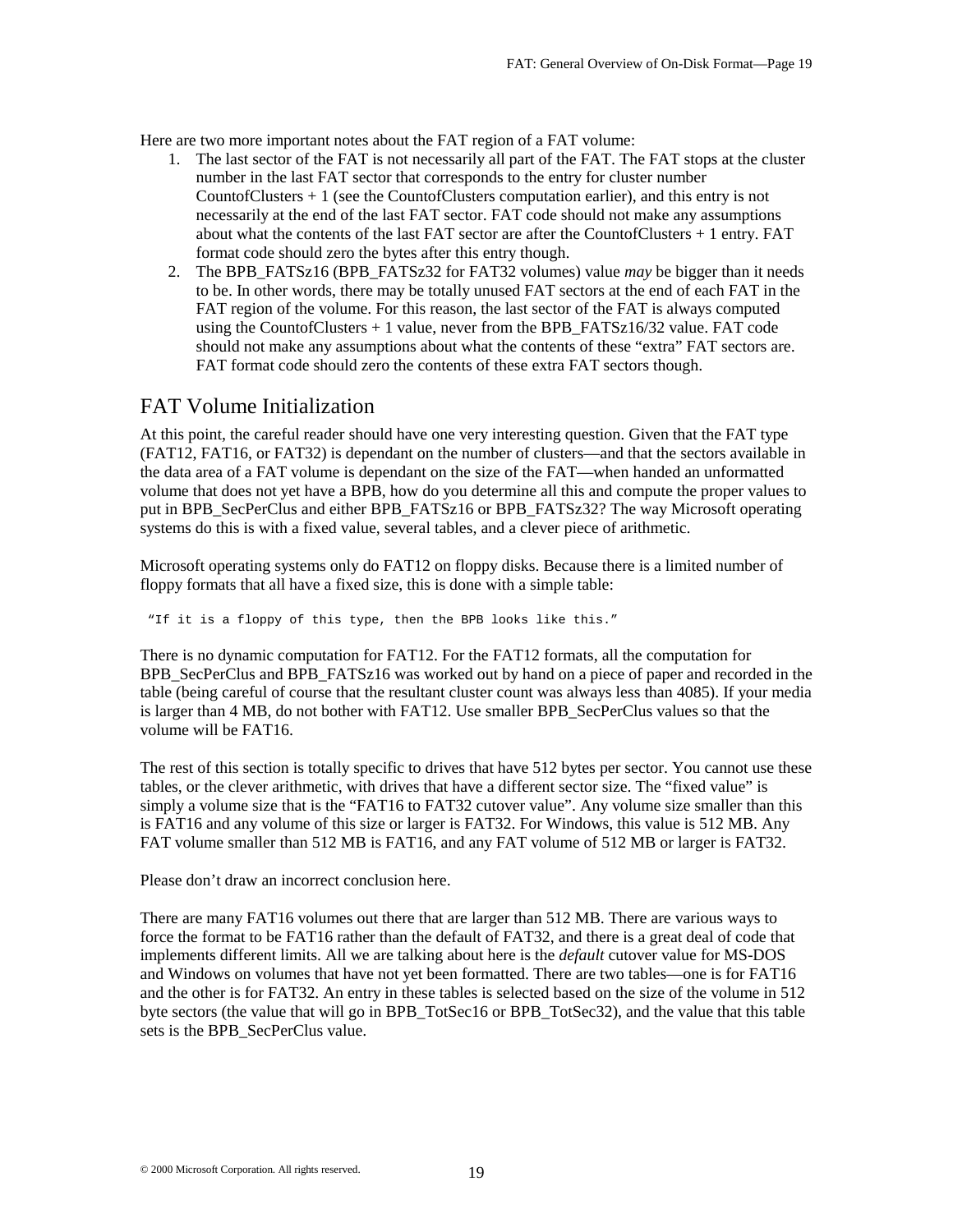Here are two more important notes about the FAT region of a FAT volume:

1. The last sector of the FAT is not necessarily all part of the FAT. The FAT stops at the cluster number in the last FAT sector that corresponds to the entry for cluster number CountofClusters + 1 (see the CountofClusters computation earlier), and this entry is not necessarily at the end of the last FAT sector. FAT code should not make any assumptions about what the contents of the last FAT sector are after the CountofClusters + 1 entry. FAT format code should zero the bytes after this entry though.
2. The BPB_FATSz16 (BPB_FATSz32 for FAT32 volumes) value *may* be bigger than it needs to be. In other words, there may be totally unused FAT sectors at the end of each FAT in the FAT region of the volume. For this reason, the last sector of the FAT is always computed using the CountofClusters + 1 value, never from the BPB_FATSz16/32 value. FAT code should not make any assumptions about what the contents of these "extra" FAT sectors are. FAT format code should zero the contents of these extra FAT sectors though.

## FAT Volume Initialization

At this point, the careful reader should have one very interesting question. Given that the FAT type (FAT12, FAT16, or FAT32) is dependant on the number of clusters—and that the sectors available in the data area of a FAT volume is dependant on the size of the FAT—when handed an unformatted volume that does not yet have a BPB, how do you determine all this and compute the proper values to put in BPB_SecPerClus and either BPB_FATSz16 or BPB_FATSz32? The way Microsoft operating systems do this is with a fixed value, several tables, and a clever piece of arithmetic.

Microsoft operating systems only do FAT12 on floppy disks. Because there is a limited number of floppy formats that all have a fixed size, this is done with a simple table:

```
"If it is a floppy of this type, then the BPB looks like this."
```

There is no dynamic computation for FAT12. For the FAT12 formats, all the computation for BPB_SecPerClus and BPB_FATSz16 was worked out by hand on a piece of paper and recorded in the table (being careful of course that the resultant cluster count was always less than 4085). If your media is larger than 4 MB, do not bother with FAT12. Use smaller BPB_SecPerClus values so that the volume will be FAT16.

The rest of this section is totally specific to drives that have 512 bytes per sector. You cannot use these tables, or the clever arithmetic, with drives that have a different sector size. The "fixed value" is simply a volume size that is the "FAT16 to FAT32 cutover value". Any volume size smaller than this is FAT16 and any volume of this size or larger is FAT32. For Windows, this value is 512 MB. Any FAT volume smaller than 512 MB is FAT16, and any FAT volume of 512 MB or larger is FAT32.

Please don't draw an incorrect conclusion here.

There are many FAT16 volumes out there that are larger than 512 MB. There are various ways to force the format to be FAT16 rather than the default of FAT32, and there is a great deal of code that implements different limits. All we are talking about here is the *default* cutover value for MS-DOS and Windows on volumes that have not yet been formatted. There are two tables—one is for FAT16 and the other is for FAT32. An entry in these tables is selected based on the size of the volume in 512 byte sectors (the value that will go in BPB_TotSec16 or BPB_TotSec32), and the value that this table sets is the BPB_SecPerClus value.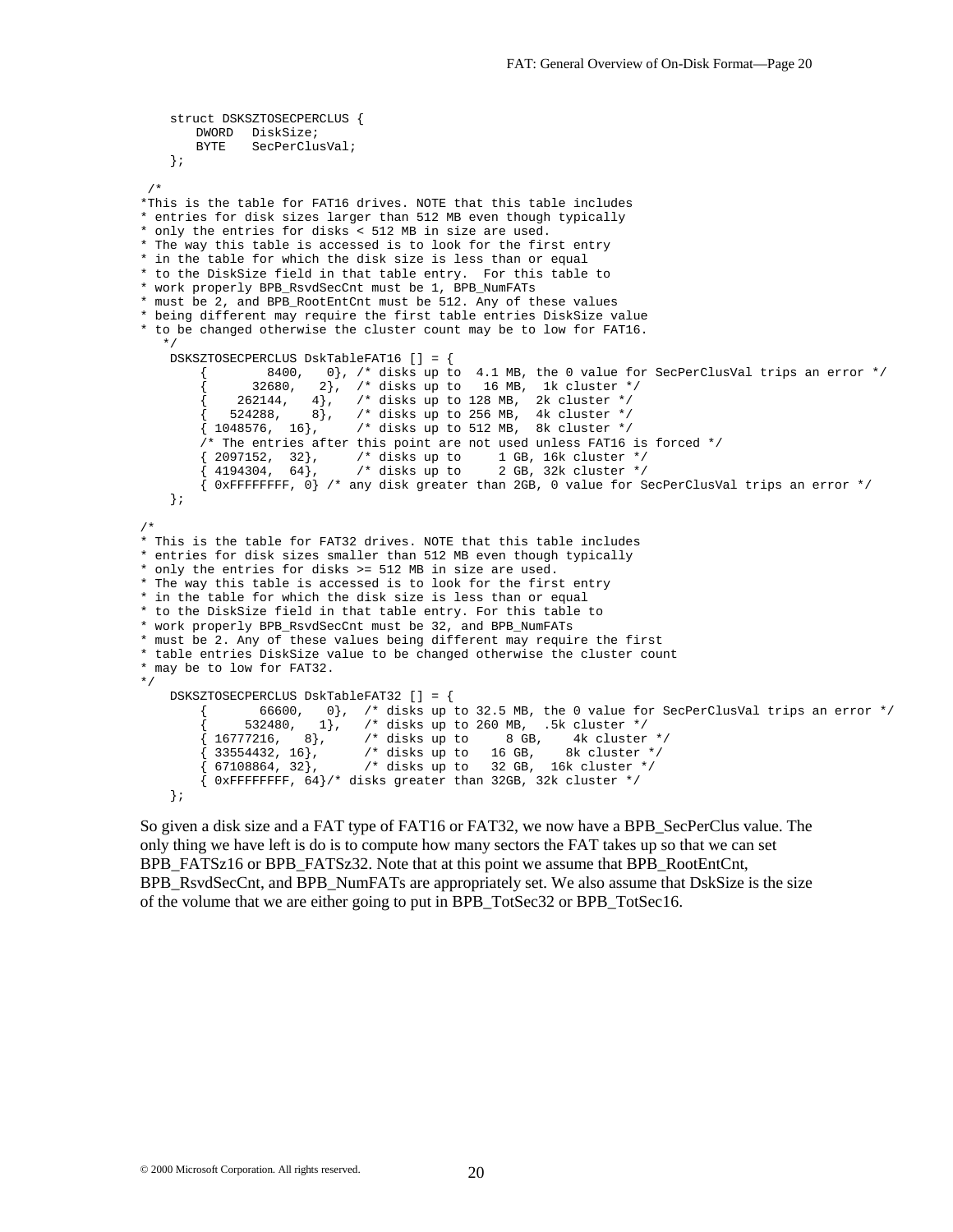```
    struct DSKSZTOSECPERCLUS {
        DWORD   DiskSize;
        BYTE    SecPerClusVal;
    };

 /*
*This is the table for FAT16 drives. NOTE that this table includes
* entries for disk sizes larger than 512 MB even though typically
* only the entries for disks < 512 MB in size are used.
* The way this table is accessed is to look for the first entry
* in the table for which the disk size is less than or equal
* to the DiskSize field in that table entry.  For this table to
* work properly BPB_RsvdSecCnt must be 1, BPB_NumFATs
* must be 2, and BPB_RootEntCnt must be 512. Any of these values
* being different may require the first table entries DiskSize value
* to be changed otherwise the cluster count may be to low for FAT16.
   */
    DSKSZTOSECPERCLUS DskTableFAT16 [] = {
        {        8400,   0}, /* disks up to  4.1 MB, the 0 value for SecPerClusVal trips an error */
        {      32680,   2},  /* disks up to   16 MB,  1k cluster */
        {    262144,   4},   /* disks up to 128 MB,  2k cluster */
        {   524288,    8},   /* disks up to 256 MB,  4k cluster */
        { 1048576,  16},     /* disks up to 512 MB,  8k cluster */
        /* The entries after this point are not used unless FAT16 is forced */
        { 2097152,  32},     /* disks up to     1 GB, 16k cluster */
        { 4194304,  64},     /* disks up to     2 GB, 32k cluster */
        { 0xFFFFFFFF, 0} /* any disk greater than 2GB, 0 value for SecPerClusVal trips an error */
    };

/*
* This is the table for FAT32 drives. NOTE that this table includes
* entries for disk sizes smaller than 512 MB even though typically
* only the entries for disks >= 512 MB in size are used.
* The way this table is accessed is to look for the first entry
* in the table for which the disk size is less than or equal
* to the DiskSize field in that table entry. For this table to
* work properly BPB_RsvdSecCnt must be 32, and BPB_NumFATs
* must be 2. Any of these values being different may require the first
* table entries DiskSize value to be changed otherwise the cluster count
* may be to low for FAT32.
*/
    DSKSZTOSECPERCLUS DskTableFAT32 [] = {
        {       66600,   0},  /* disks up to 32.5 MB, the 0 value for SecPerClusVal trips an error */
        {     532480,   1},   /* disks up to 260 MB,  .5k cluster */
        { 16777216,   8},     /* disks up to     8 GB,    4k cluster */
        { 33554432, 16},      /* disks up to   16 GB,    8k cluster */
        { 67108864, 32},      /* disks up to   32 GB,  16k cluster */
        { 0xFFFFFFFF, 64}/* disks greater than 32GB, 32k cluster */
    };
```

So given a disk size and a FAT type of FAT16 or FAT32, we now have a BPB_SecPerClus value. The only thing we have left is do is to compute how many sectors the FAT takes up so that we can set BPB_FATSz16 or BPB_FATSz32. Note that at this point we assume that BPB_RootEntCnt, BPB_RsvdSecCnt, and BPB_NumFATs are appropriately set. We also assume that DskSize is the size of the volume that we are either going to put in BPB_TotSec32 or BPB_TotSec16.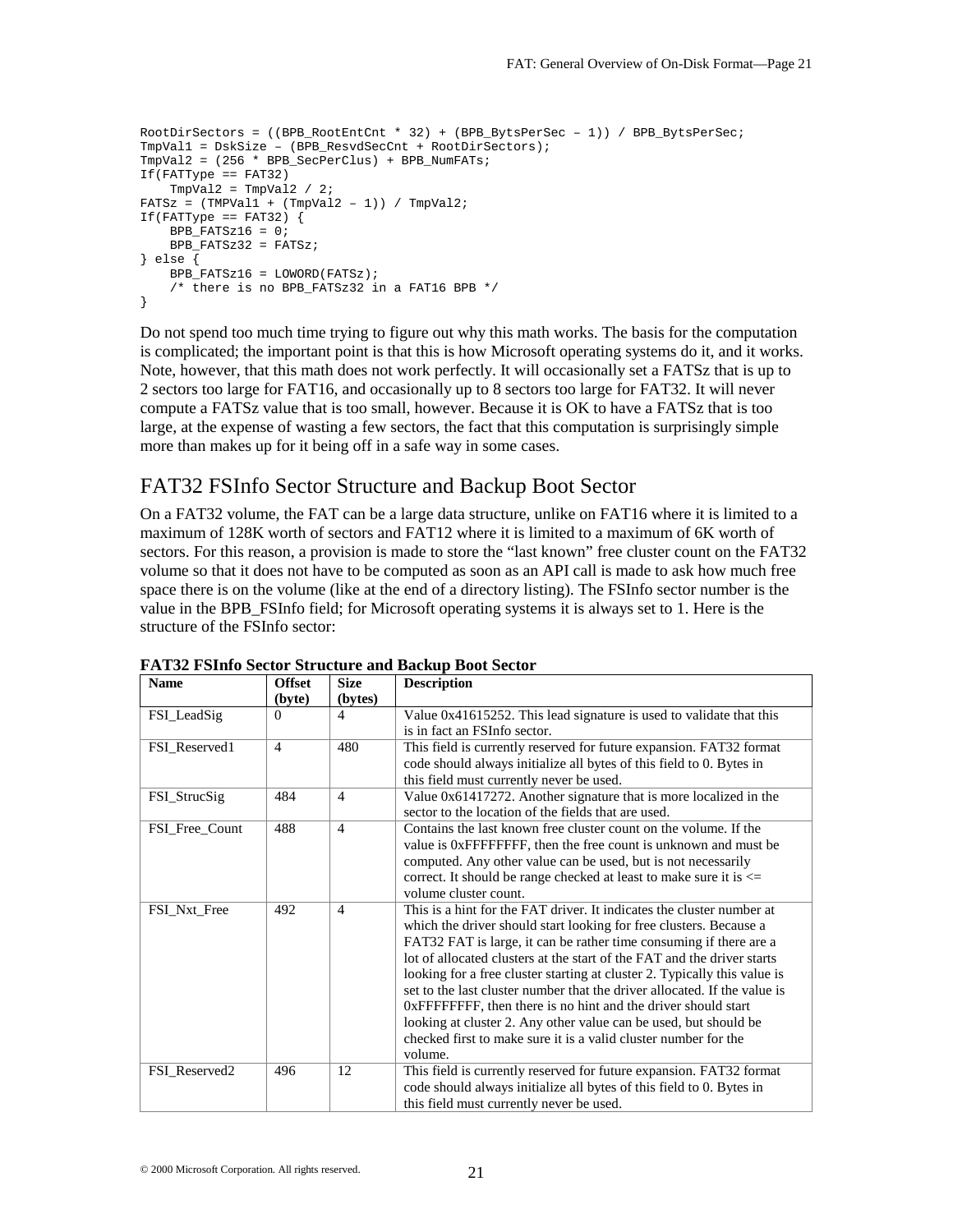```
RootDirSectors = ((BPB_RootEntCnt * 32) + (BPB_BytsPerSec – 1)) / BPB_BytsPerSec;
TmpVal1 = DskSize – (BPB_ResvdSecCnt + RootDirSectors);
TmpVal2 = (256 * BPB_SecPerClus) + BPB_NumFATs;
If(FATType == FAT32)
    TmpVal2 = TmpVal2 / 2;
FATSz = (TMPVal1 + (TmpVal2 – 1)) / TmpVal2;
If(FATType == FAT32) {
    BPB_FATSz16 = 0;
    BPB_FATSz32 = FATSz;
} else {
    BPB_FATSz16 = LOWORD(FATSz);
    /* there is no BPB_FATSz32 in a FAT16 BPB */
}
```

Do not spend too much time trying to figure out why this math works. The basis for the computation is complicated; the important point is that this is how Microsoft operating systems do it, and it works. Note, however, that this math does not work perfectly. It will occasionally set a FATSz that is up to 2 sectors too large for FAT16, and occasionally up to 8 sectors too large for FAT32. It will never compute a FATSz value that is too small, however. Because it is OK to have a FATSz that is too large, at the expense of wasting a few sectors, the fact that this computation is surprisingly simple more than makes up for it being off in a safe way in some cases.

## FAT32 FSInfo Sector Structure and Backup Boot Sector

On a FAT32 volume, the FAT can be a large data structure, unlike on FAT16 where it is limited to a maximum of 128K worth of sectors and FAT12 where it is limited to a maximum of 6K worth of sectors. For this reason, a provision is made to store the "last known" free cluster count on the FAT32 volume so that it does not have to be computed as soon as an API call is made to ask how much free space there is on the volume (like at the end of a directory listing). The FSInfo sector number is the value in the BPB_FSInfo field; for Microsoft operating systems it is always set to 1. Here is the structure of the FSInfo sector:

**FAT32 FSInfo Sector Structure and Backup Boot Sector**

| Name | Offset (byte) | Size (bytes) | Description |
|---|---|---|---|
| FSI_LeadSig | 0 | 4 | Value 0x41615252. This lead signature is used to validate that this is in fact an FSInfo sector. |
| FSI_Reserved1 | 4 | 480 | This field is currently reserved for future expansion. FAT32 format code should always initialize all bytes of this field to 0. Bytes in this field must currently never be used. |
| FSI_StrucSig | 484 | 4 | Value 0x61417272. Another signature that is more localized in the sector to the location of the fields that are used. |
| FSI_Free_Count | 488 | 4 | Contains the last known free cluster count on the volume. If the value is 0xFFFFFFFF, then the free count is unknown and must be computed. Any other value can be used, but is not necessarily correct. It should be range checked at least to make sure it is <= volume cluster count. |
| FSI_Nxt_Free | 492 | 4 | This is a hint for the FAT driver. It indicates the cluster number at which the driver should start looking for free clusters. Because a FAT32 FAT is large, it can be rather time consuming if there are a lot of allocated clusters at the start of the FAT and the driver starts looking for a free cluster starting at cluster 2. Typically this value is set to the last cluster number that the driver allocated. If the value is 0xFFFFFFFF, then there is no hint and the driver should start looking at cluster 2. Any other value can be used, but should be checked first to make sure it is a valid cluster number for the volume. |
| FSI_Reserved2 | 496 | 12 | This field is currently reserved for future expansion. FAT32 format code should always initialize all bytes of this field to 0. Bytes in this field must currently never be used. |

© 2000 Microsoft Corporation. All rights reserved.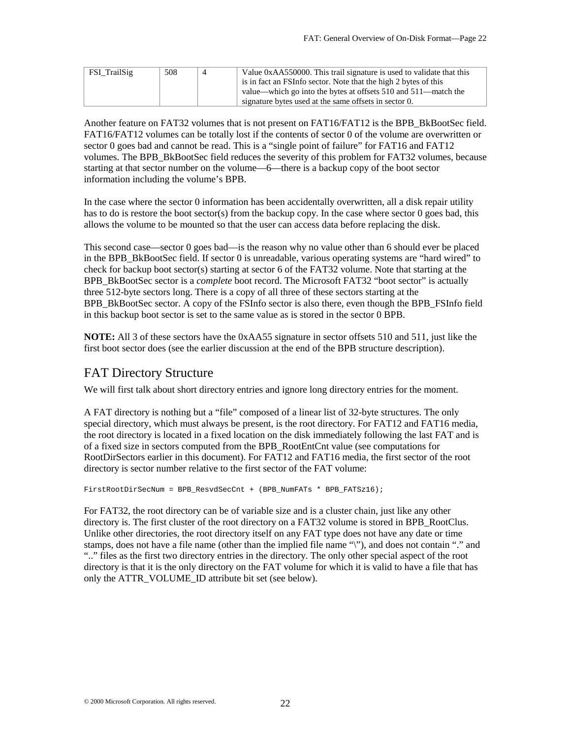| FSI_TrailSig | 508 | 4 | Value 0xAA550000. This trail signature is used to validate that this is in fact an FSInfo sector. Note that the high 2 bytes of this value—which go into the bytes at offsets 510 and 511—match the signature bytes used at the same offsets in sector 0. |
|---|---|---|---|

Another feature on FAT32 volumes that is not present on FAT16/FAT12 is the BPB_BkBootSec field. FAT16/FAT12 volumes can be totally lost if the contents of sector 0 of the volume are overwritten or sector 0 goes bad and cannot be read. This is a "single point of failure" for FAT16 and FAT12 volumes. The BPB_BkBootSec field reduces the severity of this problem for FAT32 volumes, because starting at that sector number on the volume—6—there is a backup copy of the boot sector information including the volume's BPB.

In the case where the sector 0 information has been accidentally overwritten, all a disk repair utility has to do is restore the boot sector(s) from the backup copy. In the case where sector 0 goes bad, this allows the volume to be mounted so that the user can access data before replacing the disk.

This second case—sector 0 goes bad—is the reason why no value other than 6 should ever be placed in the BPB_BkBootSec field. If sector 0 is unreadable, various operating systems are "hard wired" to check for backup boot sector(s) starting at sector 6 of the FAT32 volume. Note that starting at the BPB_BkBootSec sector is a *complete* boot record. The Microsoft FAT32 "boot sector" is actually three 512-byte sectors long. There is a copy of all three of these sectors starting at the BPB_BkBootSec sector. A copy of the FSInfo sector is also there, even though the BPB_FSInfo field in this backup boot sector is set to the same value as is stored in the sector 0 BPB.

**NOTE:** All 3 of these sectors have the 0xAA55 signature in sector offsets 510 and 511, just like the first boot sector does (see the earlier discussion at the end of the BPB structure description).

## FAT Directory Structure

We will first talk about short directory entries and ignore long directory entries for the moment.

A FAT directory is nothing but a "file" composed of a linear list of 32-byte structures. The only special directory, which must always be present, is the root directory. For FAT12 and FAT16 media, the root directory is located in a fixed location on the disk immediately following the last FAT and is of a fixed size in sectors computed from the BPB_RootEntCnt value (see computations for RootDirSectors earlier in this document). For FAT12 and FAT16 media, the first sector of the root directory is sector number relative to the first sector of the FAT volume:

```
FirstRootDirSecNum = BPB_ResvdSecCnt + (BPB_NumFATs * BPB_FATSz16);
```

For FAT32, the root directory can be of variable size and is a cluster chain, just like any other directory is. The first cluster of the root directory on a FAT32 volume is stored in BPB_RootClus. Unlike other directories, the root directory itself on any FAT type does not have any date or time stamps, does not have a file name (other than the implied file name "\"), and does not contain "." and ".." files as the first two directory entries in the directory. The only other special aspect of the root directory is that it is the only directory on the FAT volume for which it is valid to have a file that has only the ATTR_VOLUME_ID attribute bit set (see below).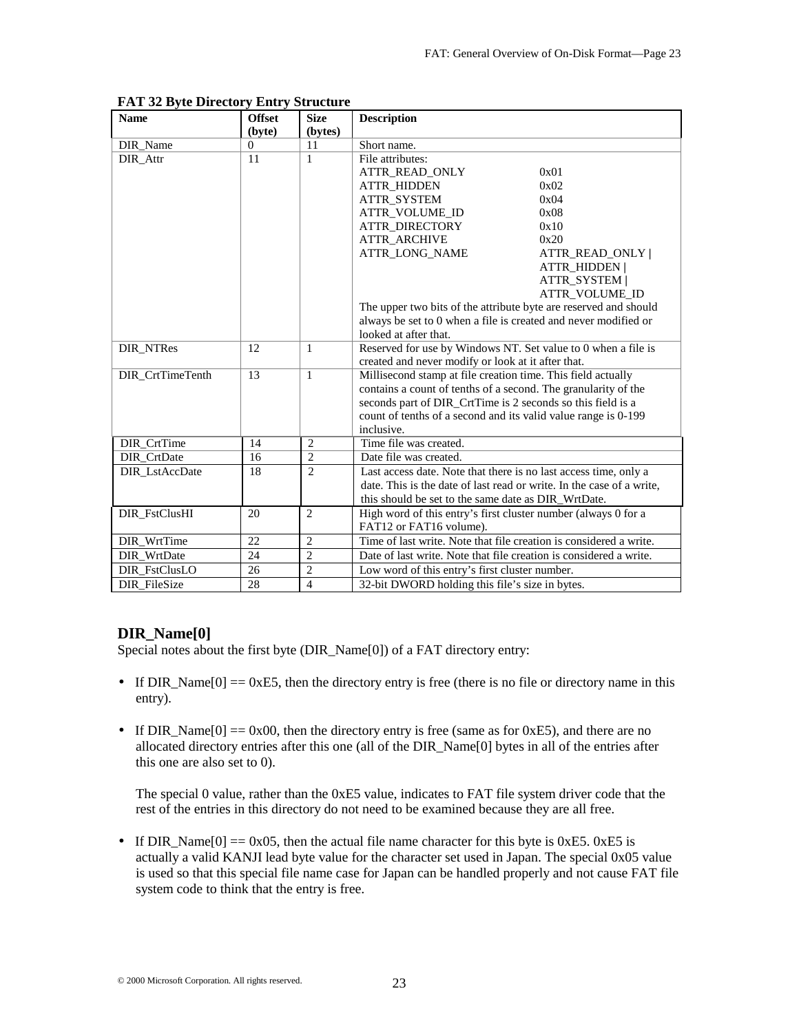**FAT 32 Byte Directory Entry Structure**

| Name | Offset (byte) | Size (bytes) | Description |
|---|---|---|---|
| DIR_Name | 0 | 11 | Short name. |
| DIR_Attr | 11 | 1 | File attributes:<br>ATTR_READ_ONLY 0x01<br>ATTR_HIDDEN 0x02<br>ATTR_SYSTEM 0x04<br>ATTR_VOLUME_ID 0x08<br>ATTR_DIRECTORY 0x10<br>ATTR_ARCHIVE 0x20<br>ATTR_LONG_NAME ATTR_READ_ONLY \| ATTR_HIDDEN \| ATTR_SYSTEM \| ATTR_VOLUME_ID<br>The upper two bits of the attribute byte are reserved and should always be set to 0 when a file is created and never modified or looked at after that. |
| DIR_NTRes | 12 | 1 | Reserved for use by Windows NT. Set value to 0 when a file is created and never modify or look at it after that. |
| DIR_CrtTimeTenth | 13 | 1 | Millisecond stamp at file creation time. This field actually contains a count of tenths of a second. The granularity of the seconds part of DIR_CrtTime is 2 seconds so this field is a count of tenths of a second and its valid value range is 0-199 inclusive. |
| DIR_CrtTime | 14 | 2 | Time file was created. |
| DIR_CrtDate | 16 | 2 | Date file was created. |
| DIR_LstAccDate | 18 | 2 | Last access date. Note that there is no last access time, only a date. This is the date of last read or write. In the case of a write, this should be set to the same date as DIR_WrtDate. |
| DIR_FstClusHI | 20 | 2 | High word of this entry's first cluster number (always 0 for a FAT12 or FAT16 volume). |
| DIR_WrtTime | 22 | 2 | Time of last write. Note that file creation is considered a write. |
| DIR_WrtDate | 24 | 2 | Date of last write. Note that file creation is considered a write. |
| DIR_FstClusLO | 26 | 2 | Low word of this entry's first cluster number. |
| DIR_FileSize | 28 | 4 | 32-bit DWORD holding this file's size in bytes. |

## DIR_Name[0]

Special notes about the first byte (DIR_Name[0]) of a FAT directory entry:

- If DIR_Name[0] == 0xE5, then the directory entry is free (there is no file or directory name in this entry).

- If DIR_Name[0] == 0x00, then the directory entry is free (same as for 0xE5), and there are no allocated directory entries after this one (all of the DIR_Name[0] bytes in all of the entries after this one are also set to 0).

  The special 0 value, rather than the 0xE5 value, indicates to FAT file system driver code that the rest of the entries in this directory do not need to be examined because they are all free.

- If DIR_Name[0] == 0x05, then the actual file name character for this byte is 0xE5. 0xE5 is actually a valid KANJI lead byte value for the character set used in Japan. The special 0x05 value is used so that this special file name case for Japan can be handled properly and not cause FAT file system code to think that the entry is free.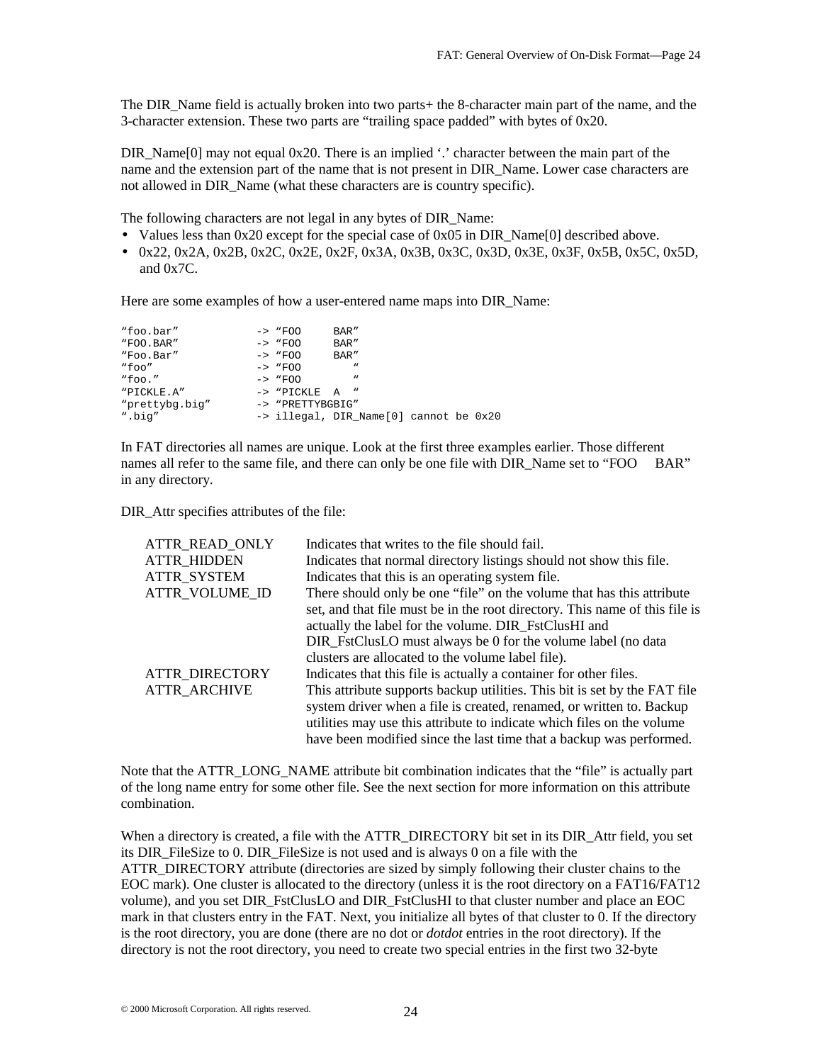The DIR_Name field is actually broken into two parts+ the 8-character main part of the name, and the 3-character extension. These two parts are "trailing space padded" with bytes of 0x20.

DIR_Name[0] may not equal 0x20. There is an implied '.' character between the main part of the name and the extension part of the name that is not present in DIR_Name. Lower case characters are not allowed in DIR_Name (what these characters are is country specific).

The following characters are not legal in any bytes of DIR_Name:

- Values less than 0x20 except for the special case of 0x05 in DIR_Name[0] described above.
- 0x22, 0x2A, 0x2B, 0x2C, 0x2E, 0x2F, 0x3A, 0x3B, 0x3C, 0x3D, 0x3E, 0x3F, 0x5B, 0x5C, 0x5D, and 0x7C.

Here are some examples of how a user-entered name maps into DIR_Name:

```
"foo.bar"           -> "FOO     BAR"
"FOO.BAR"           -> "FOO     BAR"
"Foo.Bar"           -> "FOO     BAR"
"foo"               -> "FOO        "
"foo."              -> "FOO        "
"PICKLE.A"          -> "PICKLE  A  "
"prettybg.big"      -> "PRETTYBGBIG"
".big"              -> illegal, DIR_Name[0] cannot be 0x20
```

In FAT directories all names are unique. Look at the first three examples earlier. Those different names all refer to the same file, and there can only be one file with DIR_Name set to "FOO     BAR" in any directory.

DIR_Attr specifies attributes of the file:

| | |
|---|---|
| ATTR_READ_ONLY | Indicates that writes to the file should fail. |
| ATTR_HIDDEN | Indicates that normal directory listings should not show this file. |
| ATTR_SYSTEM | Indicates that this is an operating system file. |
| ATTR_VOLUME_ID | There should only be one "file" on the volume that has this attribute set, and that file must be in the root directory. This name of this file is actually the label for the volume. DIR_FstClusHI and DIR_FstClusLO must always be 0 for the volume label (no data clusters are allocated to the volume label file). |
| ATTR_DIRECTORY | Indicates that this file is actually a container for other files. |
| ATTR_ARCHIVE | This attribute supports backup utilities. This bit is set by the FAT file system driver when a file is created, renamed, or written to. Backup utilities may use this attribute to indicate which files on the volume have been modified since the last time that a backup was performed. |

Note that the ATTR_LONG_NAME attribute bit combination indicates that the "file" is actually part of the long name entry for some other file. See the next section for more information on this attribute combination.

When a directory is created, a file with the ATTR_DIRECTORY bit set in its DIR_Attr field, you set its DIR_FileSize to 0. DIR_FileSize is not used and is always 0 on a file with the ATTR_DIRECTORY attribute (directories are sized by simply following their cluster chains to the EOC mark). One cluster is allocated to the directory (unless it is the root directory on a FAT16/FAT12 volume), and you set DIR_FstClusLO and DIR_FstClusHI to that cluster number and place an EOC mark in that clusters entry in the FAT. Next, you initialize all bytes of that cluster to 0. If the directory is the root directory, you are done (there are no dot or *dotdot* entries in the root directory). If the directory is not the root directory, you need to create two special entries in the first two 32-byte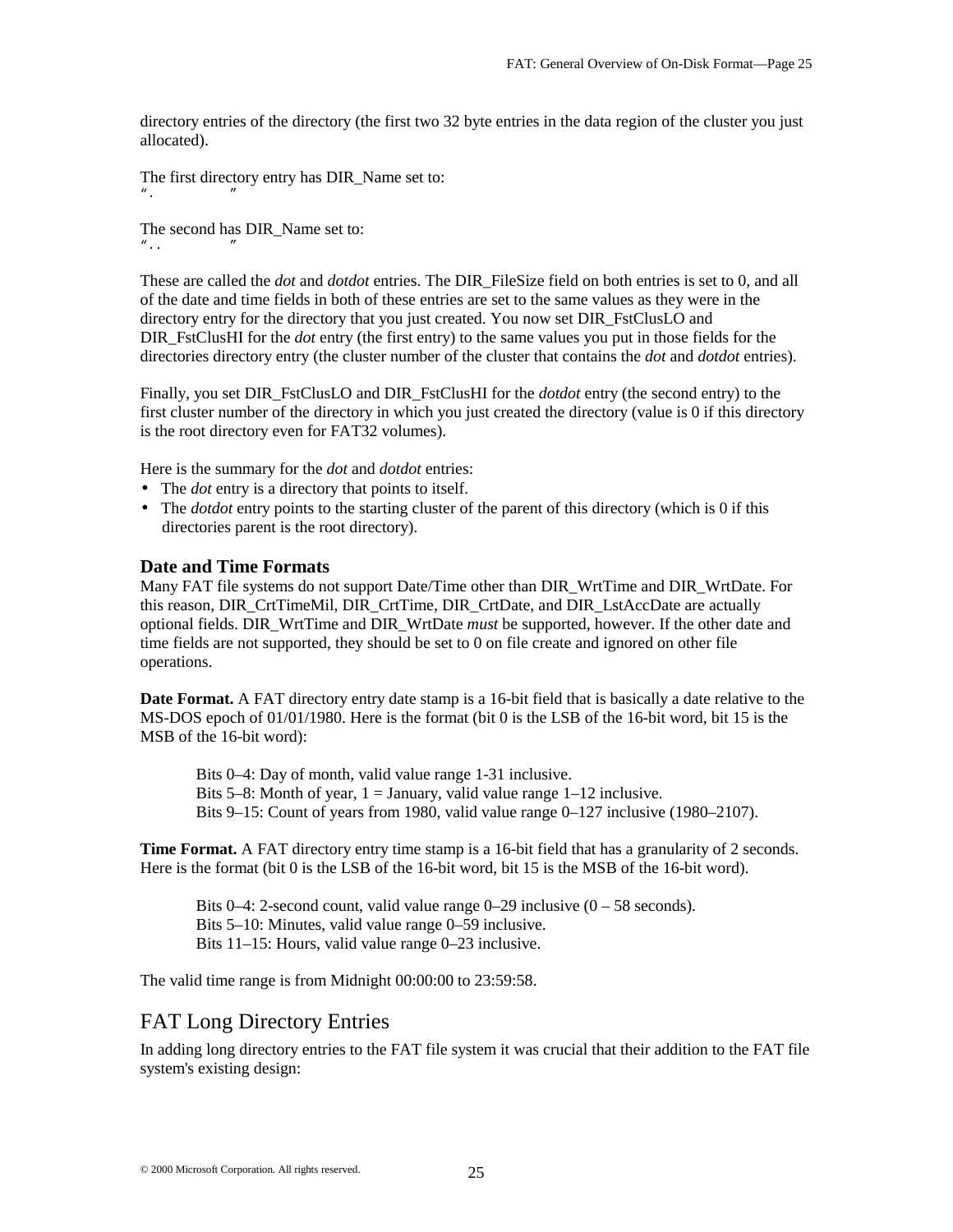directory entries of the directory (the first two 32 byte entries in the data region of the cluster you just allocated).

The first directory entry has DIR_Name set to:
".          "

The second has DIR_Name set to:
"..         "

These are called the *dot* and *dotdot* entries. The DIR_FileSize field on both entries is set to 0, and all of the date and time fields in both of these entries are set to the same values as they were in the directory entry for the directory that you just created. You now set DIR_FstClusLO and DIR_FstClusHI for the *dot* entry (the first entry) to the same values you put in those fields for the directories directory entry (the cluster number of the cluster that contains the *dot* and *dotdot* entries).

Finally, you set DIR_FstClusLO and DIR_FstClusHI for the *dotdot* entry (the second entry) to the first cluster number of the directory in which you just created the directory (value is 0 if this directory is the root directory even for FAT32 volumes).

Here is the summary for the *dot* and *dotdot* entries:

- The *dot* entry is a directory that points to itself.
- The *dotdot* entry points to the starting cluster of the parent of this directory (which is 0 if this directories parent is the root directory).

### Date and Time Formats

Many FAT file systems do not support Date/Time other than DIR_WrtTime and DIR_WrtDate. For this reason, DIR_CrtTimeMil, DIR_CrtTime, DIR_CrtDate, and DIR_LstAccDate are actually optional fields. DIR_WrtTime and DIR_WrtDate *must* be supported, however. If the other date and time fields are not supported, they should be set to 0 on file create and ignored on other file operations.

**Date Format.** A FAT directory entry date stamp is a 16-bit field that is basically a date relative to the MS-DOS epoch of 01/01/1980. Here is the format (bit 0 is the LSB of the 16-bit word, bit 15 is the MSB of the 16-bit word):

> Bits 0–4: Day of month, valid value range 1-31 inclusive.
> Bits 5–8: Month of year, 1 = January, valid value range 1–12 inclusive.
> Bits 9–15: Count of years from 1980, valid value range 0–127 inclusive (1980–2107).

**Time Format.** A FAT directory entry time stamp is a 16-bit field that has a granularity of 2 seconds. Here is the format (bit 0 is the LSB of the 16-bit word, bit 15 is the MSB of the 16-bit word).

> Bits 0–4: 2-second count, valid value range 0–29 inclusive (0 – 58 seconds).
> Bits 5–10: Minutes, valid value range 0–59 inclusive.
> Bits 11–15: Hours, valid value range 0–23 inclusive.

The valid time range is from Midnight 00:00:00 to 23:59:58.

## FAT Long Directory Entries

In adding long directory entries to the FAT file system it was crucial that their addition to the FAT file system's existing design: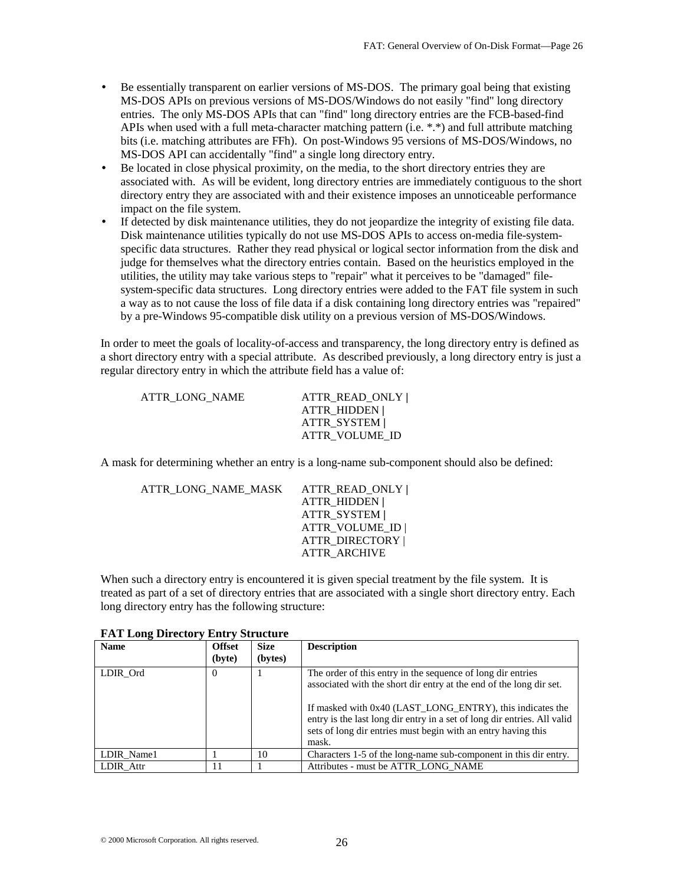- Be essentially transparent on earlier versions of MS-DOS. The primary goal being that existing MS-DOS APIs on previous versions of MS-DOS/Windows do not easily "find" long directory entries. The only MS-DOS APIs that can "find" long directory entries are the FCB-based-find APIs when used with a full meta-character matching pattern (i.e. *.*) and full attribute matching bits (i.e. matching attributes are FFh). On post-Windows 95 versions of MS-DOS/Windows, no MS-DOS API can accidentally "find" a single long directory entry.
- Be located in close physical proximity, on the media, to the short directory entries they are associated with. As will be evident, long directory entries are immediately contiguous to the short directory entry they are associated with and their existence imposes an unnoticeable performance impact on the file system.
- If detected by disk maintenance utilities, they do not jeopardize the integrity of existing file data. Disk maintenance utilities typically do not use MS-DOS APIs to access on-media file-system-specific data structures. Rather they read physical or logical sector information from the disk and judge for themselves what the directory entries contain. Based on the heuristics employed in the utilities, the utility may take various steps to "repair" what it perceives to be "damaged" file-system-specific data structures. Long directory entries were added to the FAT file system in such a way as to not cause the loss of file data if a disk containing long directory entries was "repaired" by a pre-Windows 95-compatible disk utility on a previous version of MS-DOS/Windows.

In order to meet the goals of locality-of-access and transparency, the long directory entry is defined as a short directory entry with a special attribute. As described previously, a long directory entry is just a regular directory entry in which the attribute field has a value of:

```
ATTR_LONG_NAME          ATTR_READ_ONLY |
                        ATTR_HIDDEN |
                        ATTR_SYSTEM |
                        ATTR_VOLUME_ID
```

A mask for determining whether an entry is a long-name sub-component should also be defined:

```
ATTR_LONG_NAME_MASK     ATTR_READ_ONLY |
                        ATTR_HIDDEN |
                        ATTR_SYSTEM |
                        ATTR_VOLUME_ID |
                        ATTR_DIRECTORY |
                        ATTR_ARCHIVE
```

When such a directory entry is encountered it is given special treatment by the file system. It is treated as part of a set of directory entries that are associated with a single short directory entry. Each long directory entry has the following structure:

**FAT Long Directory Entry Structure**

| **Name** | **Offset (byte)** | **Size (bytes)** | **Description** |
|---|---|---|---|
| LDIR_Ord | 0 | 1 | The order of this entry in the sequence of long dir entries associated with the short dir entry at the end of the long dir set.<br><br>If masked with 0x40 (LAST_LONG_ENTRY), this indicates the entry is the last long dir entry in a set of long dir entries. All valid sets of long dir entries must begin with an entry having this mask. |
| LDIR_Name1 | 1 | 10 | Characters 1-5 of the long-name sub-component in this dir entry. |
| LDIR_Attr | 11 | 1 | Attributes - must be ATTR_LONG_NAME |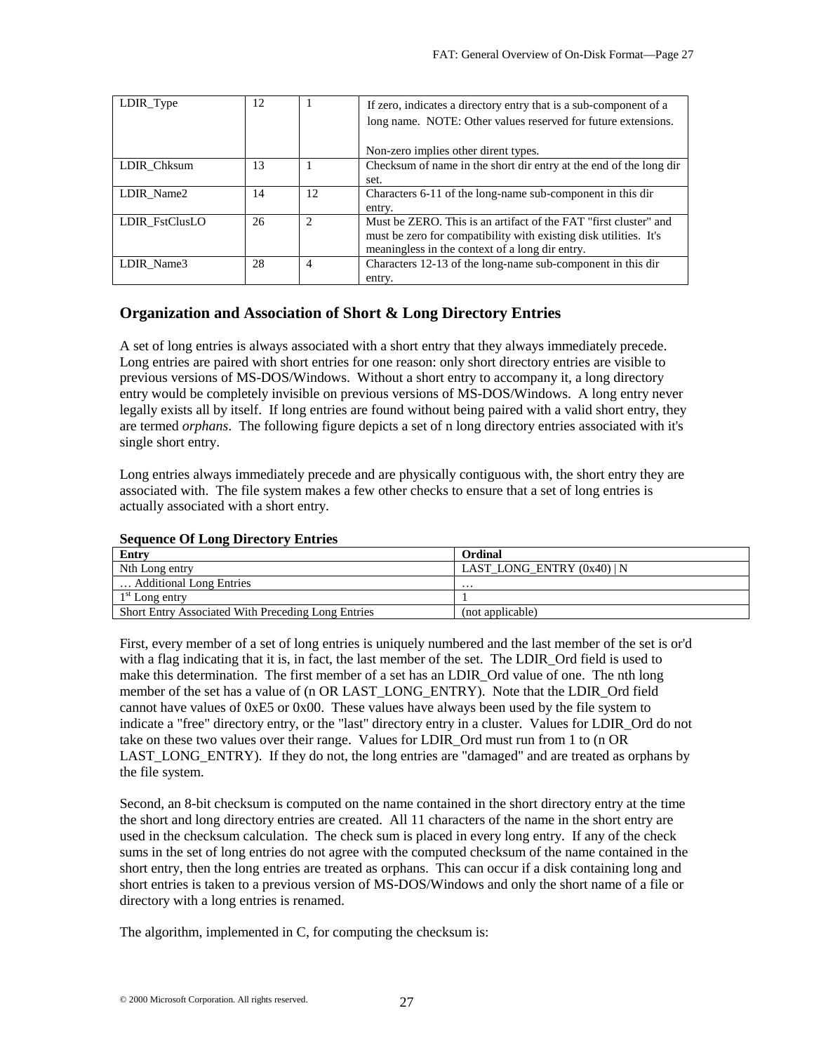| LDIR_Type | 12 | 1 | If zero, indicates a directory entry that is a sub-component of a long name. NOTE: Other values reserved for future extensions.<br><br>Non-zero implies other dirent types. |
|---|---|---|---|
| LDIR_Chksum | 13 | 1 | Checksum of name in the short dir entry at the end of the long dir set. |
| LDIR_Name2 | 14 | 12 | Characters 6-11 of the long-name sub-component in this dir entry. |
| LDIR_FstClusLO | 26 | 2 | Must be ZERO. This is an artifact of the FAT "first cluster" and must be zero for compatibility with existing disk utilities. It's meaningless in the context of a long dir entry. |
| LDIR_Name3 | 28 | 4 | Characters 12-13 of the long-name sub-component in this dir entry. |

## Organization and Association of Short & Long Directory Entries

A set of long entries is always associated with a short entry that they always immediately precede. Long entries are paired with short entries for one reason: only short directory entries are visible to previous versions of MS-DOS/Windows. Without a short entry to accompany it, a long directory entry would be completely invisible on previous versions of MS-DOS/Windows. A long entry never legally exists all by itself. If long entries are found without being paired with a valid short entry, they are termed *orphans*. The following figure depicts a set of n long directory entries associated with it's single short entry.

Long entries always immediately precede and are physically contiguous with, the short entry they are associated with. The file system makes a few other checks to ensure that a set of long entries is actually associated with a short entry.

**Sequence Of Long Directory Entries**

| Entry | Ordinal |
|---|---|
| Nth Long entry | LAST_LONG_ENTRY (0x40) \| N |
| … Additional Long Entries | … |
| 1st Long entry | 1 |
| Short Entry Associated With Preceding Long Entries | (not applicable) |

First, every member of a set of long entries is uniquely numbered and the last member of the set is or'd with a flag indicating that it is, in fact, the last member of the set. The LDIR_Ord field is used to make this determination. The first member of a set has an LDIR_Ord value of one. The nth long member of the set has a value of (n OR LAST_LONG_ENTRY). Note that the LDIR_Ord field cannot have values of 0xE5 or 0x00. These values have always been used by the file system to indicate a "free" directory entry, or the "last" directory entry in a cluster. Values for LDIR_Ord do not take on these two values over their range. Values for LDIR_Ord must run from 1 to (n OR LAST_LONG_ENTRY). If they do not, the long entries are "damaged" and are treated as orphans by the file system.

Second, an 8-bit checksum is computed on the name contained in the short directory entry at the time the short and long directory entries are created. All 11 characters of the name in the short entry are used in the checksum calculation. The check sum is placed in every long entry. If any of the check sums in the set of long entries do not agree with the computed checksum of the name contained in the short entry, then the long entries are treated as orphans. This can occur if a disk containing long and short entries is taken to a previous version of MS-DOS/Windows and only the short name of a file or directory with a long entries is renamed.

The algorithm, implemented in C, for computing the checksum is: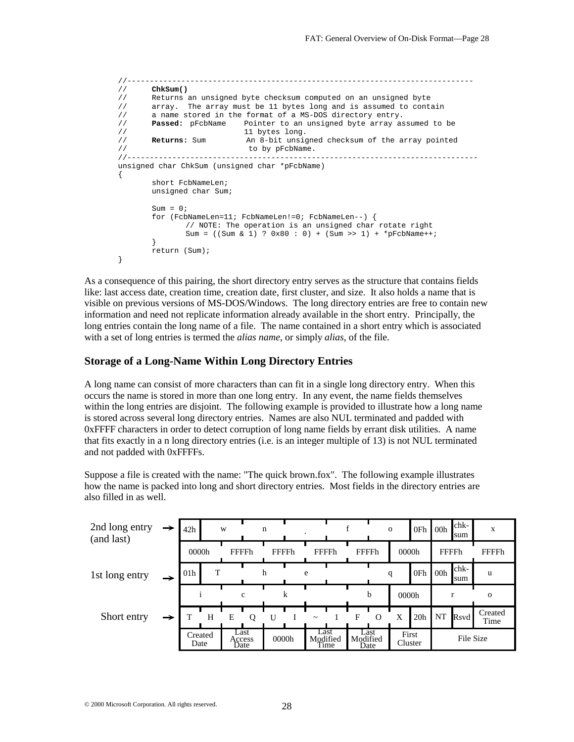```
//-----------------------------------------------------------------------------
//      ChkSum()
//      Returns an unsigned byte checksum computed on an unsigned byte
//      array.  The array must be 11 bytes long and is assumed to contain
//      a name stored in the format of a MS-DOS directory entry.
//      Passed:  pFcbName    Pointer to an unsigned byte array assumed to be
//                           11 bytes long.
//      Returns: Sum          An 8-bit unsigned checksum of the array pointed
//                            to by pFcbName.
//------------------------------------------------------------------------------
unsigned char ChkSum (unsigned char *pFcbName)
{
        short FcbNameLen;
        unsigned char Sum;

        Sum = 0;
        for (FcbNameLen=11; FcbNameLen!=0; FcbNameLen--) {
                // NOTE: The operation is an unsigned char rotate right
                Sum = ((Sum & 1) ? 0x80 : 0) + (Sum >> 1) + *pFcbName++;
        }
        return (Sum);
}
```

As a consequence of this pairing, the short directory entry serves as the structure that contains fields like: last access date, creation time, creation date, first cluster, and size. It also holds a name that is visible on previous versions of MS-DOS/Windows. The long directory entries are free to contain new information and need not replicate information already available in the short entry. Principally, the long entries contain the long name of a file. The name contained in a short entry which is associated with a set of long entries is termed the *alias name*, or simply *alias*, of the file.

## Storage of a Long-Name Within Long Directory Entries

A long name can consist of more characters than can fit in a single long directory entry. When this occurs the name is stored in more than one long entry. In any event, the name fields themselves within the long entries are disjoint. The following example is provided to illustrate how a long name is stored across several long directory entries. Names are also NUL terminated and padded with 0xFFFF characters in order to detect corruption of long name fields by errant disk utilities. A name that fits exactly in a n long directory entries (i.e. is an integer multiple of 13) is not NUL terminated and not padded with 0xFFFFs.

Suppose a file is created with the name: "The quick brown.fox". The following example illustrates how the name is packed into long and short directory entries. Most fields in the directory entries are also filled in as well.

| Entry | | | | | | | | | | | | |
|---|---|---|---|---|---|---|---|---|---|---|---|---|
| 2nd long entry (and last) → | 42h | w | n | . | f | o | 0Fh | 00h | chk-sum | x | | |
| | 0000h | FFFFh | FFFFh | FFFFh | FFFFh | 0000h | FFFFh | FFFFh | | | | |
| 1st long entry → | 01h | T | h | e | | q | 0Fh | 00h | chk-sum | u | | |
| | i | c | k | | b | 0000h | r | o | | | | |
| Short entry → | T | H | E | Q | U | I | ~ | 1 | F | O | X | 20h | NT | Rsvd | Created Time |
| | Created Date | Last Access Date | 0000h | Last Modified Time | Last Modified Date | First Cluster | File Size | | | | | |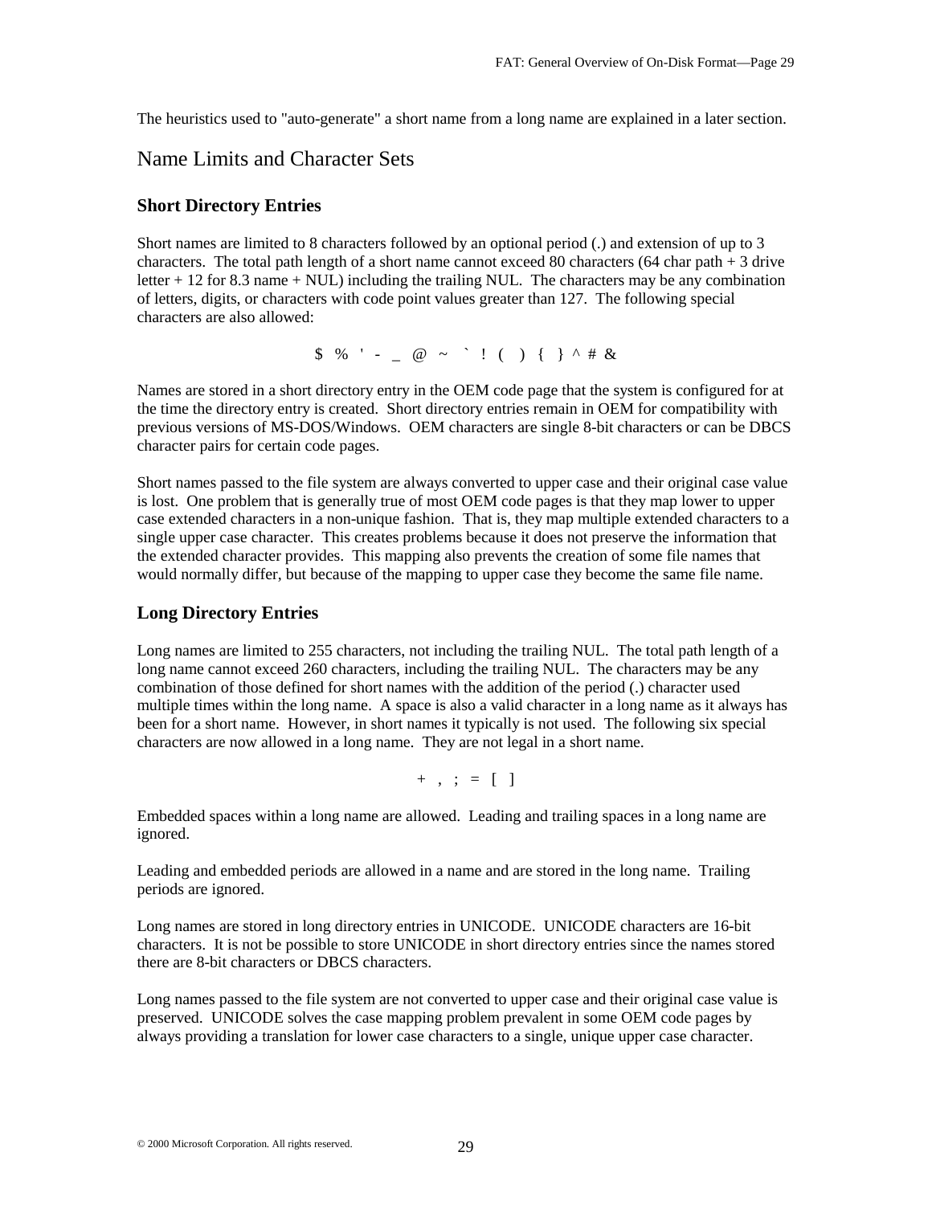The heuristics used to "auto-generate" a short name from a long name are explained in a later section.

## Name Limits and Character Sets

### Short Directory Entries

Short names are limited to 8 characters followed by an optional period (.) and extension of up to 3 characters. The total path length of a short name cannot exceed 80 characters (64 char path + 3 drive letter + 12 for 8.3 name + NUL) including the trailing NUL. The characters may be any combination of letters, digits, or characters with code point values greater than 127. The following special characters are also allowed:

$ % ' - _ @ ~ ` ! ( ) { } ^ # &

Names are stored in a short directory entry in the OEM code page that the system is configured for at the time the directory entry is created. Short directory entries remain in OEM for compatibility with previous versions of MS-DOS/Windows. OEM characters are single 8-bit characters or can be DBCS character pairs for certain code pages.

Short names passed to the file system are always converted to upper case and their original case value is lost. One problem that is generally true of most OEM code pages is that they map lower to upper case extended characters in a non-unique fashion. That is, they map multiple extended characters to a single upper case character. This creates problems because it does not preserve the information that the extended character provides. This mapping also prevents the creation of some file names that would normally differ, but because of the mapping to upper case they become the same file name.

### Long Directory Entries

Long names are limited to 255 characters, not including the trailing NUL. The total path length of a long name cannot exceed 260 characters, including the trailing NUL. The characters may be any combination of those defined for short names with the addition of the period (.) character used multiple times within the long name. A space is also a valid character in a long name as it always has been for a short name. However, in short names it typically is not used. The following six special characters are now allowed in a long name. They are not legal in a short name.

+ , ; = [ ]

Embedded spaces within a long name are allowed. Leading and trailing spaces in a long name are ignored.

Leading and embedded periods are allowed in a name and are stored in the long name. Trailing periods are ignored.

Long names are stored in long directory entries in UNICODE. UNICODE characters are 16-bit characters. It is not be possible to store UNICODE in short directory entries since the names stored there are 8-bit characters or DBCS characters.

Long names passed to the file system are not converted to upper case and their original case value is preserved. UNICODE solves the case mapping problem prevalent in some OEM code pages by always providing a translation for lower case characters to a single, unique upper case character.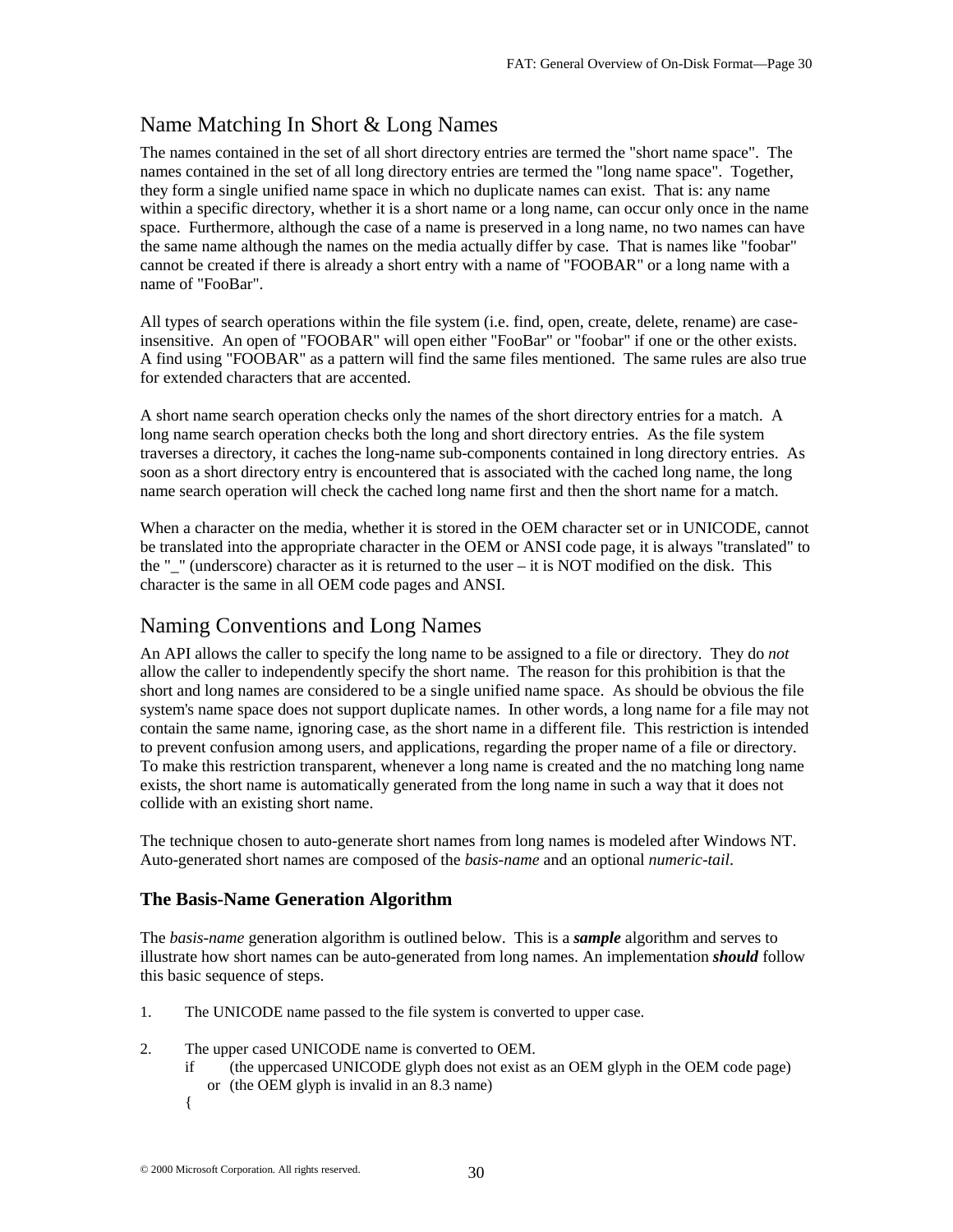## Name Matching In Short & Long Names

The names contained in the set of all short directory entries are termed the "short name space". The names contained in the set of all long directory entries are termed the "long name space". Together, they form a single unified name space in which no duplicate names can exist. That is: any name within a specific directory, whether it is a short name or a long name, can occur only once in the name space. Furthermore, although the case of a name is preserved in a long name, no two names can have the same name although the names on the media actually differ by case. That is names like "foobar" cannot be created if there is already a short entry with a name of "FOOBAR" or a long name with a name of "FooBar".

All types of search operations within the file system (i.e. find, open, create, delete, rename) are case-insensitive. An open of "FOOBAR" will open either "FooBar" or "foobar" if one or the other exists. A find using "FOOBAR" as a pattern will find the same files mentioned. The same rules are also true for extended characters that are accented.

A short name search operation checks only the names of the short directory entries for a match. A long name search operation checks both the long and short directory entries. As the file system traverses a directory, it caches the long-name sub-components contained in long directory entries. As soon as a short directory entry is encountered that is associated with the cached long name, the long name search operation will check the cached long name first and then the short name for a match.

When a character on the media, whether it is stored in the OEM character set or in UNICODE, cannot be translated into the appropriate character in the OEM or ANSI code page, it is always "translated" to the "_" (underscore) character as it is returned to the user – it is NOT modified on the disk. This character is the same in all OEM code pages and ANSI.

## Naming Conventions and Long Names

An API allows the caller to specify the long name to be assigned to a file or directory. They do *not* allow the caller to independently specify the short name. The reason for this prohibition is that the short and long names are considered to be a single unified name space. As should be obvious the file system's name space does not support duplicate names. In other words, a long name for a file may not contain the same name, ignoring case, as the short name in a different file. This restriction is intended to prevent confusion among users, and applications, regarding the proper name of a file or directory. To make this restriction transparent, whenever a long name is created and the no matching long name exists, the short name is automatically generated from the long name in such a way that it does not collide with an existing short name.

The technique chosen to auto-generate short names from long names is modeled after Windows NT. Auto-generated short names are composed of the *basis-name* and an optional *numeric-tail*.

### The Basis-Name Generation Algorithm

The *basis-name* generation algorithm is outlined below. This is a ***sample*** algorithm and serves to illustrate how short names can be auto-generated from long names. An implementation ***should*** follow this basic sequence of steps.

1. The UNICODE name passed to the file system is converted to upper case.

2. The upper cased UNICODE name is converted to OEM.

```
if      (the uppercased UNICODE glyph does not exist as an OEM glyph in the OEM code page)
    or  (the OEM glyph is invalid in an 8.3 name)
{
```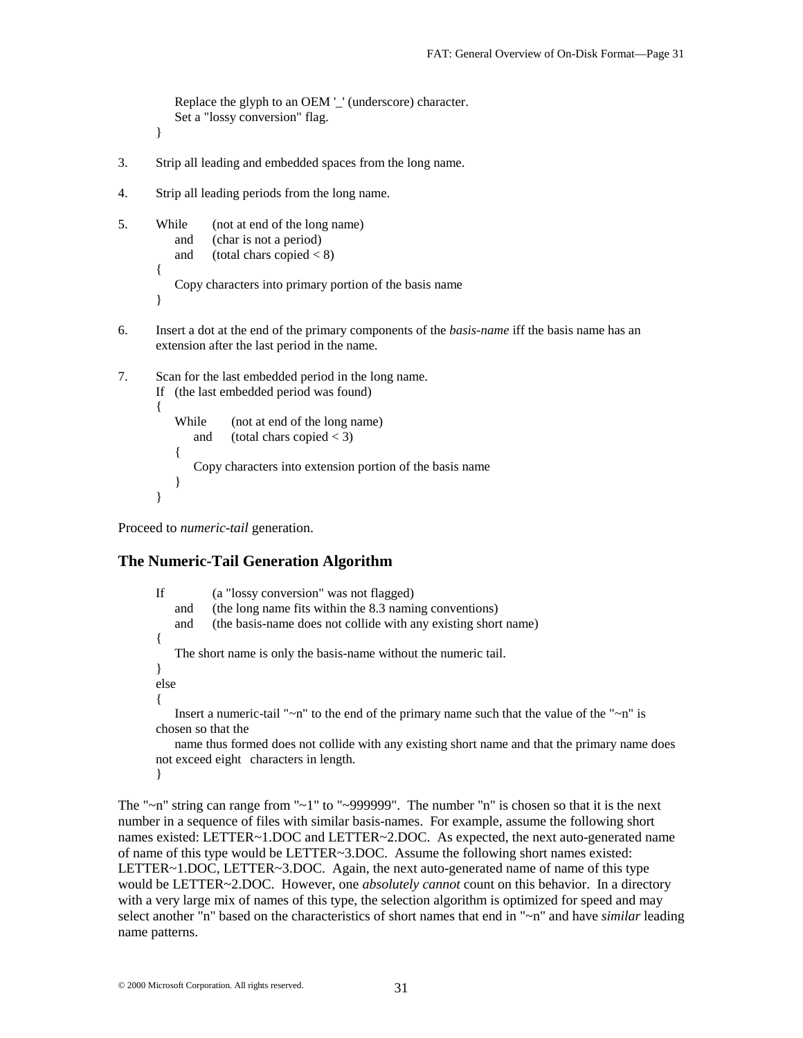```
    Replace the glyph to an OEM '_' (underscore) character.
    Set a "lossy conversion" flag.
}
```

3. Strip all leading and embedded spaces from the long name.

4. Strip all leading periods from the long name.

5.
```
While   (not at end of the long name)
    and (char is not a period)
    and (total chars copied < 8)
{
    Copy characters into primary portion of the basis name
}
```

6. Insert a dot at the end of the primary components of the *basis-name* iff the basis name has an extension after the last period in the name.

7. Scan for the last embedded period in the long name.
```
If  (the last embedded period was found)
{
    While   (not at end of the long name)
        and (total chars copied < 3)
    {
        Copy characters into extension portion of the basis name
    }
}
```

Proceed to *numeric-tail* generation.

### The Numeric-Tail Generation Algorithm

```
If      (a "lossy conversion" was not flagged)
    and (the long name fits within the 8.3 naming conventions)
    and (the basis-name does not collide with any existing short name)
{
    The short name is only the basis-name without the numeric tail.
}
else
{
    Insert a numeric-tail "~n" to the end of the primary name such that the value of the "~n" is chosen so that the
    name thus formed does not collide with any existing short name and that the primary name does not exceed eight   characters in length.
}
```

The "~n" string can range from "~1" to "~999999". The number "n" is chosen so that it is the next number in a sequence of files with similar basis-names. For example, assume the following short names existed: LETTER~1.DOC and LETTER~2.DOC. As expected, the next auto-generated name of name of this type would be LETTER~3.DOC. Assume the following short names existed: LETTER~1.DOC, LETTER~3.DOC. Again, the next auto-generated name of name of this type would be LETTER~2.DOC. However, one *absolutely cannot* count on this behavior. In a directory with a very large mix of names of this type, the selection algorithm is optimized for speed and may select another "n" based on the characteristics of short names that end in "~n" and have *similar* leading name patterns.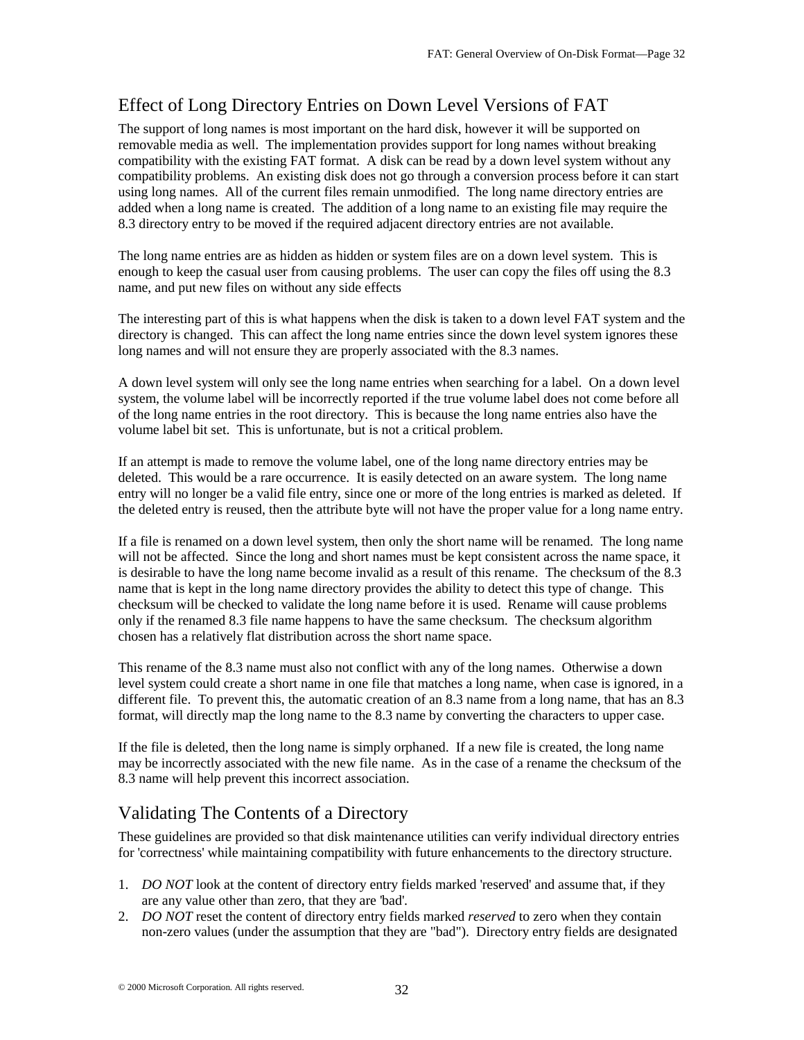## Effect of Long Directory Entries on Down Level Versions of FAT

The support of long names is most important on the hard disk, however it will be supported on removable media as well. The implementation provides support for long names without breaking compatibility with the existing FAT format. A disk can be read by a down level system without any compatibility problems. An existing disk does not go through a conversion process before it can start using long names. All of the current files remain unmodified. The long name directory entries are added when a long name is created. The addition of a long name to an existing file may require the 8.3 directory entry to be moved if the required adjacent directory entries are not available.

The long name entries are as hidden as hidden or system files are on a down level system. This is enough to keep the casual user from causing problems. The user can copy the files off using the 8.3 name, and put new files on without any side effects

The interesting part of this is what happens when the disk is taken to a down level FAT system and the directory is changed. This can affect the long name entries since the down level system ignores these long names and will not ensure they are properly associated with the 8.3 names.

A down level system will only see the long name entries when searching for a label. On a down level system, the volume label will be incorrectly reported if the true volume label does not come before all of the long name entries in the root directory. This is because the long name entries also have the volume label bit set. This is unfortunate, but is not a critical problem.

If an attempt is made to remove the volume label, one of the long name directory entries may be deleted. This would be a rare occurrence. It is easily detected on an aware system. The long name entry will no longer be a valid file entry, since one or more of the long entries is marked as deleted. If the deleted entry is reused, then the attribute byte will not have the proper value for a long name entry.

If a file is renamed on a down level system, then only the short name will be renamed. The long name will not be affected. Since the long and short names must be kept consistent across the name space, it is desirable to have the long name become invalid as a result of this rename. The checksum of the 8.3 name that is kept in the long name directory provides the ability to detect this type of change. This checksum will be checked to validate the long name before it is used. Rename will cause problems only if the renamed 8.3 file name happens to have the same checksum. The checksum algorithm chosen has a relatively flat distribution across the short name space.

This rename of the 8.3 name must also not conflict with any of the long names. Otherwise a down level system could create a short name in one file that matches a long name, when case is ignored, in a different file. To prevent this, the automatic creation of an 8.3 name from a long name, that has an 8.3 format, will directly map the long name to the 8.3 name by converting the characters to upper case.

If the file is deleted, then the long name is simply orphaned. If a new file is created, the long name may be incorrectly associated with the new file name. As in the case of a rename the checksum of the 8.3 name will help prevent this incorrect association.

## Validating The Contents of a Directory

These guidelines are provided so that disk maintenance utilities can verify individual directory entries for 'correctness' while maintaining compatibility with future enhancements to the directory structure.

1. *DO NOT* look at the content of directory entry fields marked 'reserved' and assume that, if they are any value other than zero, that they are 'bad'.
2. *DO NOT* reset the content of directory entry fields marked *reserved* to zero when they contain non-zero values (under the assumption that they are "bad"). Directory entry fields are designated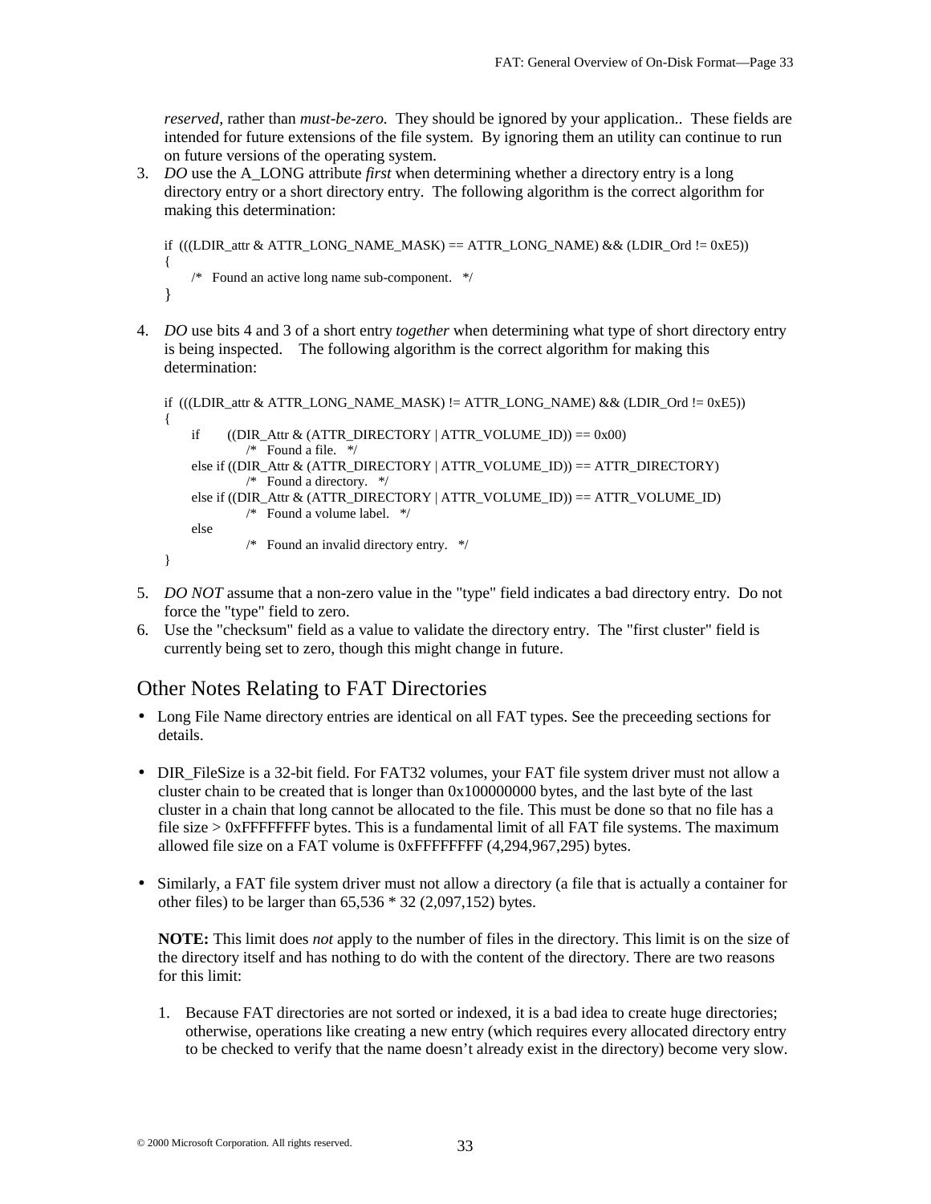*reserved*, rather than *must-be-zero*. They should be ignored by your application.. These fields are intended for future extensions of the file system. By ignoring them an utility can continue to run on future versions of the operating system.

3. *DO* use the A_LONG attribute *first* when determining whether a directory entry is a long directory entry or a short directory entry. The following algorithm is the correct algorithm for making this determination:

```
if  (((LDIR_attr & ATTR_LONG_NAME_MASK) == ATTR_LONG_NAME) && (LDIR_Ord != 0xE5))
{
     /*   Found an active long name sub-component.   */
}
```

4. *DO* use bits 4 and 3 of a short entry *together* when determining what type of short directory entry is being inspected. The following algorithm is the correct algorithm for making this determination:

```
if  (((LDIR_attr & ATTR_LONG_NAME_MASK) != ATTR_LONG_NAME) && (LDIR_Ord != 0xE5))
{
     if       ((DIR_Attr & (ATTR_DIRECTORY | ATTR_VOLUME_ID)) == 0x00)
               /*   Found a file.   */
     else if ((DIR_Attr & (ATTR_DIRECTORY | ATTR_VOLUME_ID)) == ATTR_DIRECTORY)
               /*   Found a directory.   */
     else if ((DIR_Attr & (ATTR_DIRECTORY | ATTR_VOLUME_ID)) == ATTR_VOLUME_ID)
               /*   Found a volume label.   */
     else
               /*   Found an invalid directory entry.   */
}
```

5. *DO NOT* assume that a non-zero value in the "type" field indicates a bad directory entry. Do not force the "type" field to zero.
6. Use the "checksum" field as a value to validate the directory entry. The "first cluster" field is currently being set to zero, though this might change in future.

## Other Notes Relating to FAT Directories

- Long File Name directory entries are identical on all FAT types. See the preceeding sections for details.

- DIR_FileSize is a 32-bit field. For FAT32 volumes, your FAT file system driver must not allow a cluster chain to be created that is longer than 0x100000000 bytes, and the last byte of the last cluster in a chain that long cannot be allocated to the file. This must be done so that no file has a file size > 0xFFFFFFFF bytes. This is a fundamental limit of all FAT file systems. The maximum allowed file size on a FAT volume is 0xFFFFFFFF (4,294,967,295) bytes.

- Similarly, a FAT file system driver must not allow a directory (a file that is actually a container for other files) to be larger than 65,536 * 32 (2,097,152) bytes.

  **NOTE:** This limit does *not* apply to the number of files in the directory. This limit is on the size of the directory itself and has nothing to do with the content of the directory. There are two reasons for this limit:

  1. Because FAT directories are not sorted or indexed, it is a bad idea to create huge directories; otherwise, operations like creating a new entry (which requires every allocated directory entry to be checked to verify that the name doesn't already exist in the directory) become very slow.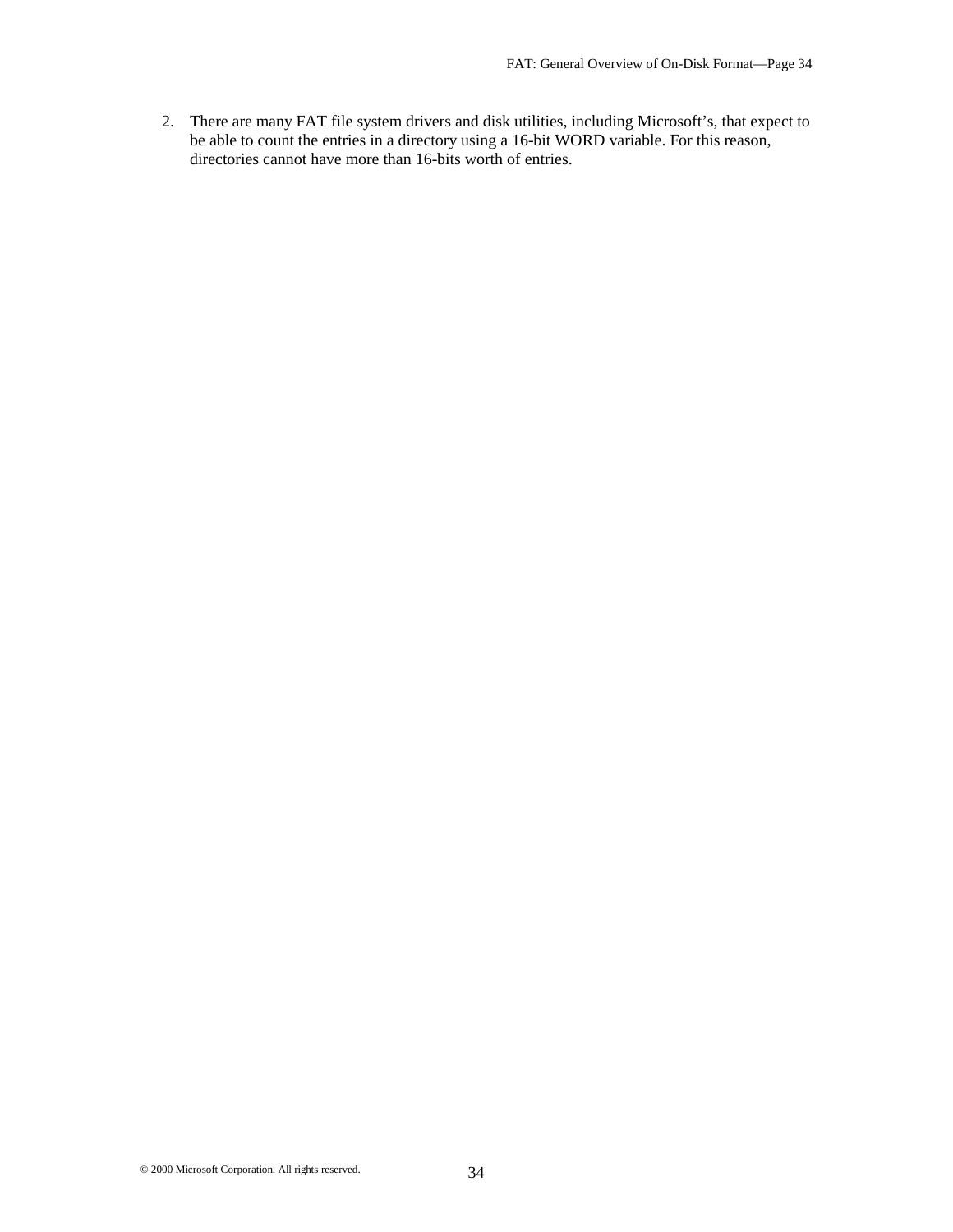2. There are many FAT file system drivers and disk utilities, including Microsoft's, that expect to be able to count the entries in a directory using a 16-bit WORD variable. For this reason, directories cannot have more than 16-bits worth of entries.